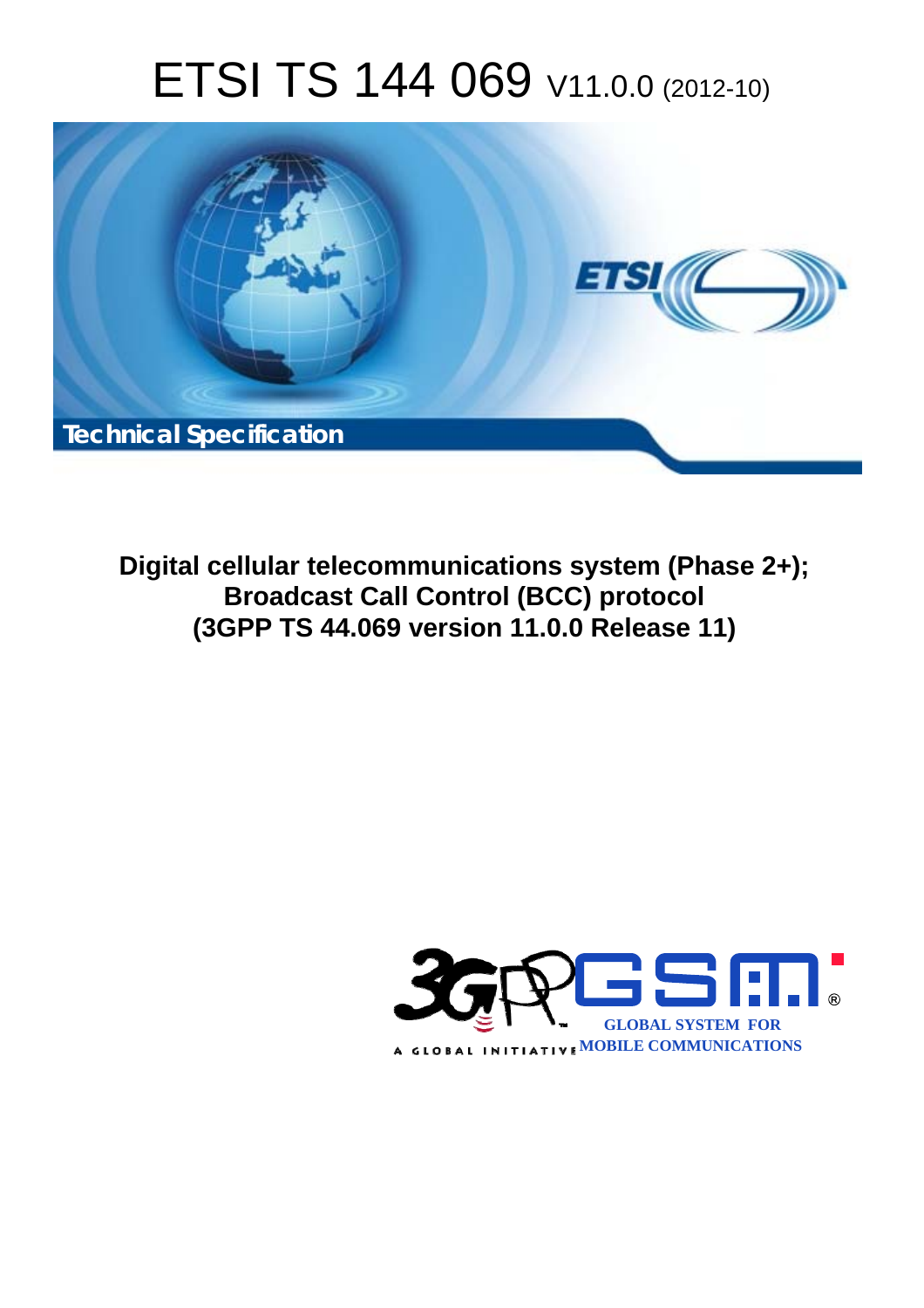# ETSI TS 144 069 V11.0.0 (2012-10)

Technical Specification

**Digital cellular telecommunications system (Phase 2+); Broadcast Call Control (BCC) protocol (3GPP TS 44.069 version 11.0.0 Release 11)**

GLOBAL SYSTEM FOR MOBILE COMMUNICATIONS

A GLOBAL INITIATIVE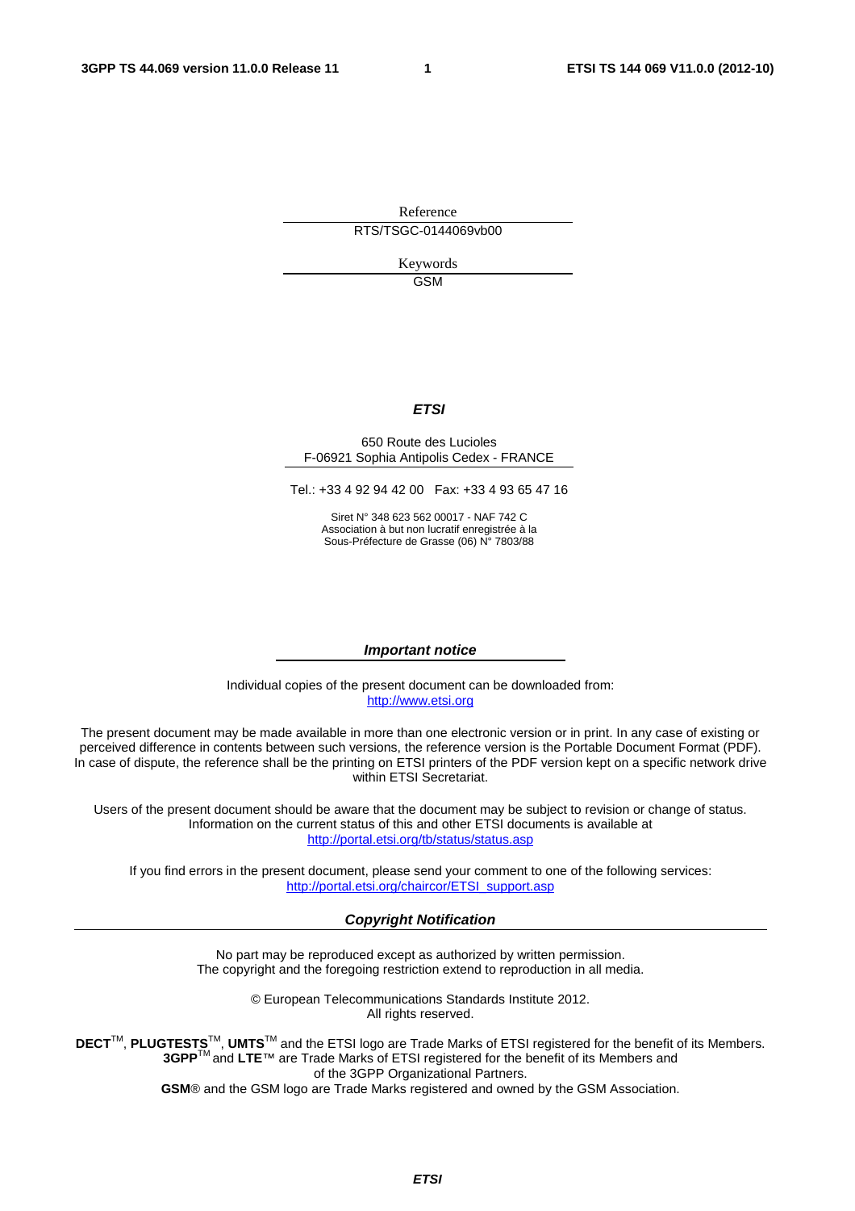Reference

RTS/TSGC-0144069vb00

Keywords

GSM

***ETSI***

650 Route des Lucioles
F-06921 Sophia Antipolis Cedex - FRANCE

Tel.: +33 4 92 94 42 00 Fax: +33 4 93 65 47 16

Siret N° 348 623 562 00017 - NAF 742 C
Association à but non lucratif enregistrée à la
Sous-Préfecture de Grasse (06) N° 7803/88

***Important notice***

Individual copies of the present document can be downloaded from:
http://www.etsi.org

The present document may be made available in more than one electronic version or in print. In any case of existing or perceived difference in contents between such versions, the reference version is the Portable Document Format (PDF). In case of dispute, the reference shall be the printing on ETSI printers of the PDF version kept on a specific network drive within ETSI Secretariat.

Users of the present document should be aware that the document may be subject to revision or change of status. Information on the current status of this and other ETSI documents is available at
http://portal.etsi.org/tb/status/status.asp

If you find errors in the present document, please send your comment to one of the following services:
http://portal.etsi.org/chaircor/ETSI_support.asp

***Copyright Notification***

No part may be reproduced except as authorized by written permission.
The copyright and the foregoing restriction extend to reproduction in all media.

© European Telecommunications Standards Institute 2012.
All rights reserved.

**DECT**™, **PLUGTESTS**™, **UMTS**™ and the ETSI logo are Trade Marks of ETSI registered for the benefit of its Members.
**3GPP**™ and **LTE**™ are Trade Marks of ETSI registered for the benefit of its Members and of the 3GPP Organizational Partners.
**GSM**® and the GSM logo are Trade Marks registered and owned by the GSM Association.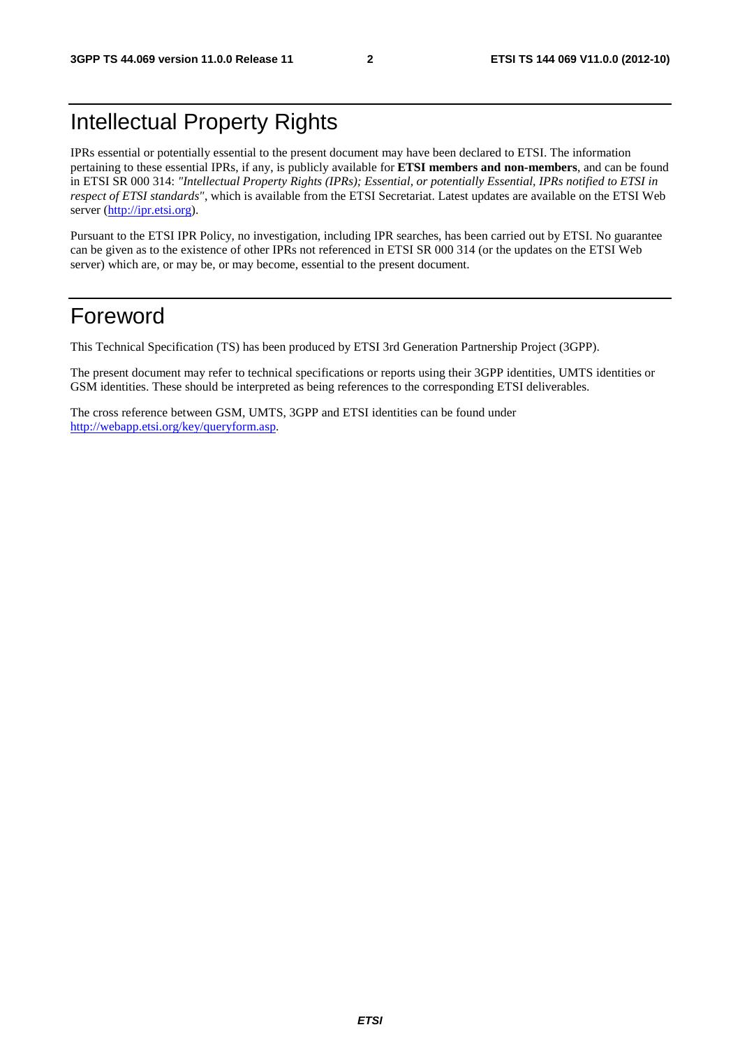# Intellectual Property Rights

IPRs essential or potentially essential to the present document may have been declared to ETSI. The information pertaining to these essential IPRs, if any, is publicly available for **ETSI members and non-members**, and can be found in ETSI SR 000 314: *"Intellectual Property Rights (IPRs); Essential, or potentially Essential, IPRs notified to ETSI in respect of ETSI standards"*, which is available from the ETSI Secretariat. Latest updates are available on the ETSI Web server (http://ipr.etsi.org).

Pursuant to the ETSI IPR Policy, no investigation, including IPR searches, has been carried out by ETSI. No guarantee can be given as to the existence of other IPRs not referenced in ETSI SR 000 314 (or the updates on the ETSI Web server) which are, or may be, or may become, essential to the present document.

# Foreword

This Technical Specification (TS) has been produced by ETSI 3rd Generation Partnership Project (3GPP).

The present document may refer to technical specifications or reports using their 3GPP identities, UMTS identities or GSM identities. These should be interpreted as being references to the corresponding ETSI deliverables.

The cross reference between GSM, UMTS, 3GPP and ETSI identities can be found under http://webapp.etsi.org/key/queryform.asp.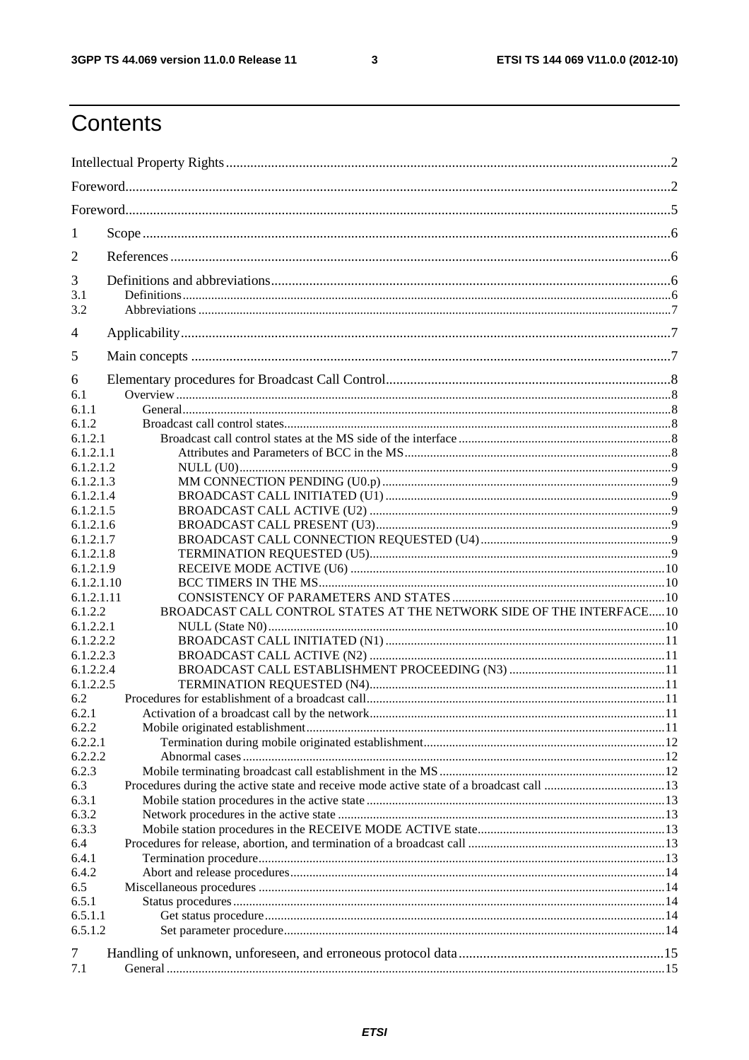# Contents

Intellectual Property Rights ..... 2

Foreword ..... 2

Foreword ..... 5

1 Scope ..... 6

2 References ..... 6

3 Definitions and abbreviations ..... 6

3.1 Definitions ..... 6

3.2 Abbreviations ..... 7

4 Applicability ..... 7

5 Main concepts ..... 7

6 Elementary procedures for Broadcast Call Control ..... 8

6.1 Overview ..... 8

6.1.1 General ..... 8

6.1.2 Broadcast call control states ..... 8

6.1.2.1 Broadcast call control states at the MS side of the interface ..... 8

6.1.2.1.1 Attributes and Parameters of BCC in the MS ..... 8

6.1.2.1.2 NULL (U0) ..... 9

6.1.2.1.3 MM CONNECTION PENDING (U0.p) ..... 9

6.1.2.1.4 BROADCAST CALL INITIATED (U1) ..... 9

6.1.2.1.5 BROADCAST CALL ACTIVE (U2) ..... 9

6.1.2.1.6 BROADCAST CALL PRESENT (U3) ..... 9

6.1.2.1.7 BROADCAST CALL CONNECTION REQUESTED (U4) ..... 9

6.1.2.1.8 TERMINATION REQUESTED (U5) ..... 9

6.1.2.1.9 RECEIVE MODE ACTIVE (U6) ..... 10

6.1.2.1.10 BCC TIMERS IN THE MS ..... 10

6.1.2.1.11 CONSISTENCY OF PARAMETERS AND STATES ..... 10

6.1.2.2 BROADCAST CALL CONTROL STATES AT THE NETWORK SIDE OF THE INTERFACE ..... 10

6.1.2.2.1 NULL (State N0) ..... 10

6.1.2.2.2 BROADCAST CALL INITIATED (N1) ..... 11

6.1.2.2.3 BROADCAST CALL ACTIVE (N2) ..... 11

6.1.2.2.4 BROADCAST CALL ESTABLISHMENT PROCEEDING (N3) ..... 11

6.1.2.2.5 TERMINATION REQUESTED (N4) ..... 11

6.2 Procedures for establishment of a broadcast call ..... 11

6.2.1 Activation of a broadcast call by the network ..... 11

6.2.2 Mobile originated establishment ..... 11

6.2.2.1 Termination during mobile originated establishment ..... 12

6.2.2.2 Abnormal cases ..... 12

6.2.3 Mobile terminating broadcast call establishment in the MS ..... 12

6.3 Procedures during the active state and receive mode active state of a broadcast call ..... 13

6.3.1 Mobile station procedures in the active state ..... 13

6.3.2 Network procedures in the active state ..... 13

6.3.3 Mobile station procedures in the RECEIVE MODE ACTIVE state ..... 13

6.4 Procedures for release, abortion, and termination of a broadcast call ..... 13

6.4.1 Termination procedure ..... 13

6.4.2 Abort and release procedures ..... 14

6.5 Miscellaneous procedures ..... 14

6.5.1 Status procedures ..... 14

6.5.1.1 Get status procedure ..... 14

6.5.1.2 Set parameter procedure ..... 14

7 Handling of unknown, unforeseen, and erroneous protocol data ..... 15

7.1 General ..... 15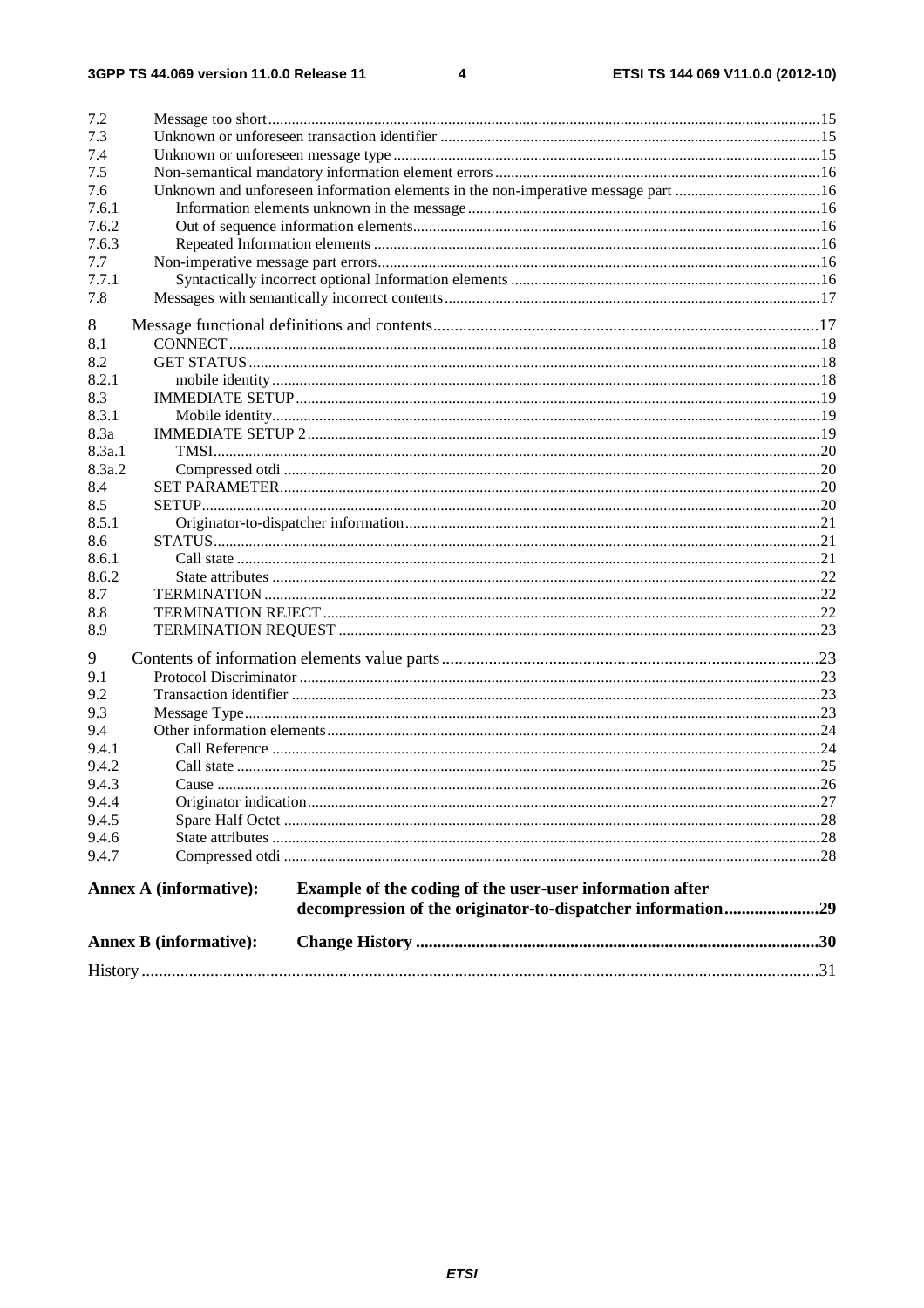7.2 Message too short ... 15
7.3 Unknown or unforeseen transaction identifier ... 15
7.4 Unknown or unforeseen message type ... 15
7.5 Non-semantical mandatory information element errors ... 16
7.6 Unknown and unforeseen information elements in the non-imperative message part ... 16
7.6.1 Information elements unknown in the message ... 16
7.6.2 Out of sequence information elements ... 16
7.6.3 Repeated Information elements ... 16
7.7 Non-imperative message part errors ... 16
7.7.1 Syntactically incorrect optional Information elements ... 16
7.8 Messages with semantically incorrect contents ... 17

8 Message functional definitions and contents ... 17
8.1 CONNECT ... 18
8.2 GET STATUS ... 18
8.2.1 mobile identity ... 18
8.3 IMMEDIATE SETUP ... 19
8.3.1 Mobile identity ... 19
8.3a IMMEDIATE SETUP 2 ... 19
8.3a.1 TMSI ... 20
8.3a.2 Compressed otdi ... 20
8.4 SET PARAMETER ... 20
8.5 SETUP ... 20
8.5.1 Originator-to-dispatcher information ... 21
8.6 STATUS ... 21
8.6.1 Call state ... 21
8.6.2 State attributes ... 22
8.7 TERMINATION ... 22
8.8 TERMINATION REJECT ... 22
8.9 TERMINATION REQUEST ... 23

9 Contents of information elements value parts ... 23
9.1 Protocol Discriminator ... 23
9.2 Transaction identifier ... 23
9.3 Message Type ... 23
9.4 Other information elements ... 24
9.4.1 Call Reference ... 24
9.4.2 Call state ... 25
9.4.3 Cause ... 26
9.4.4 Originator indication ... 27
9.4.5 Spare Half Octet ... 28
9.4.6 State attributes ... 28
9.4.7 Compressed otdi ... 28

**Annex A (informative): Example of the coding of the user-user information after decompression of the originator-to-dispatcher information ... 29**

**Annex B (informative): Change History ... 30**

History ... 31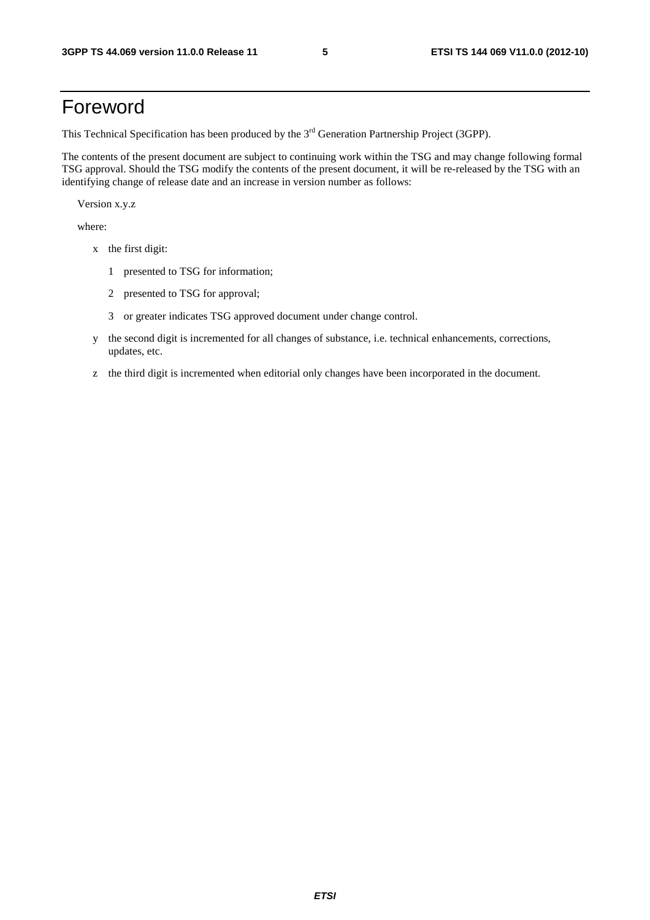# Foreword

This Technical Specification has been produced by the 3rd Generation Partnership Project (3GPP).

The contents of the present document are subject to continuing work within the TSG and may change following formal TSG approval. Should the TSG modify the contents of the present document, it will be re-released by the TSG with an identifying change of release date and an increase in version number as follows:

Version x.y.z

where:

- x the first digit:
  - 1 presented to TSG for information;
  - 2 presented to TSG for approval;
  - 3 or greater indicates TSG approved document under change control.
- y the second digit is incremented for all changes of substance, i.e. technical enhancements, corrections, updates, etc.
- z the third digit is incremented when editorial only changes have been incorporated in the document.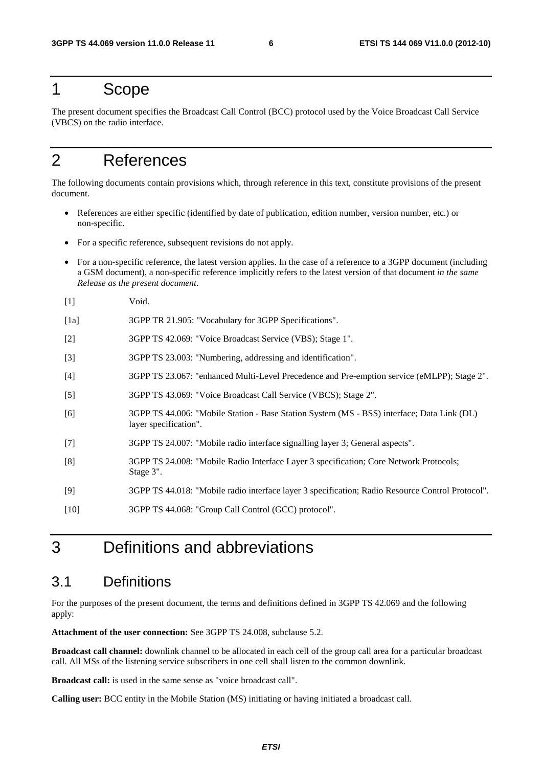# 1 Scope

The present document specifies the Broadcast Call Control (BCC) protocol used by the Voice Broadcast Call Service (VBCS) on the radio interface.

# 2 References

The following documents contain provisions which, through reference in this text, constitute provisions of the present document.

- References are either specific (identified by date of publication, edition number, version number, etc.) or non-specific.
- For a specific reference, subsequent revisions do not apply.
- For a non-specific reference, the latest version applies. In the case of a reference to a 3GPP document (including a GSM document), a non-specific reference implicitly refers to the latest version of that document *in the same Release as the present document*.

[1] Void.

[1a] 3GPP TR 21.905: "Vocabulary for 3GPP Specifications".

[2] 3GPP TS 42.069: "Voice Broadcast Service (VBS); Stage 1".

[3] 3GPP TS 23.003: "Numbering, addressing and identification".

[4] 3GPP TS 23.067: "enhanced Multi-Level Precedence and Pre-emption service (eMLPP); Stage 2".

[5] 3GPP TS 43.069: "Voice Broadcast Call Service (VBCS); Stage 2".

[6] 3GPP TS 44.006: "Mobile Station - Base Station System (MS - BSS) interface; Data Link (DL) layer specification".

[7] 3GPP TS 24.007: "Mobile radio interface signalling layer 3; General aspects".

[8] 3GPP TS 24.008: "Mobile Radio Interface Layer 3 specification; Core Network Protocols; Stage 3".

[9] 3GPP TS 44.018: "Mobile radio interface layer 3 specification; Radio Resource Control Protocol".

[10] 3GPP TS 44.068: "Group Call Control (GCC) protocol".

# 3 Definitions and abbreviations

## 3.1 Definitions

For the purposes of the present document, the terms and definitions defined in 3GPP TS 42.069 and the following apply:

**Attachment of the user connection:** See 3GPP TS 24.008, subclause 5.2.

**Broadcast call channel:** downlink channel to be allocated in each cell of the group call area for a particular broadcast call. All MSs of the listening service subscribers in one cell shall listen to the common downlink.

**Broadcast call:** is used in the same sense as "voice broadcast call".

**Calling user:** BCC entity in the Mobile Station (MS) initiating or having initiated a broadcast call.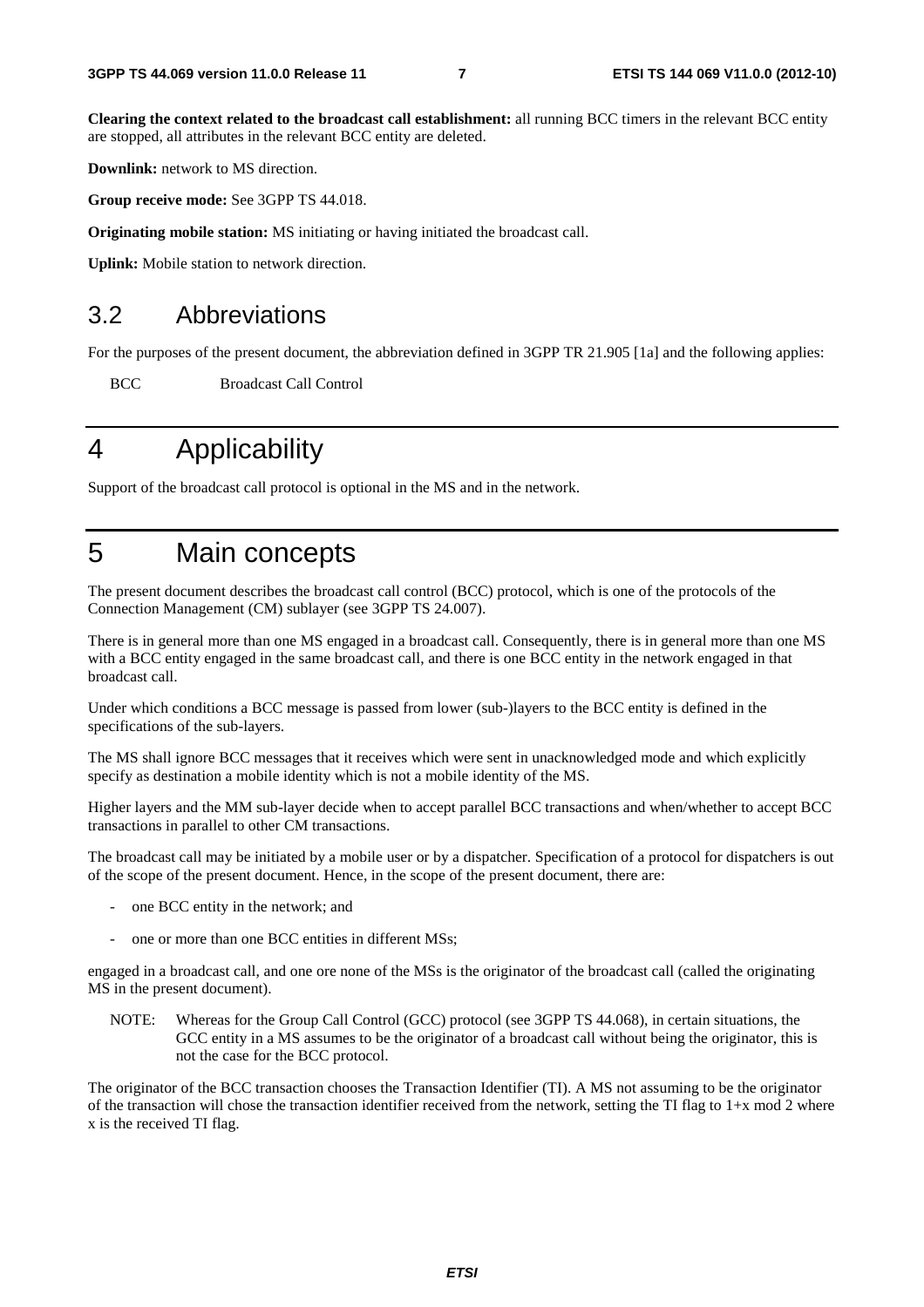**Clearing the context related to the broadcast call establishment:** all running BCC timers in the relevant BCC entity are stopped, all attributes in the relevant BCC entity are deleted.

**Downlink:** network to MS direction.

**Group receive mode:** See 3GPP TS 44.018.

**Originating mobile station:** MS initiating or having initiated the broadcast call.

**Uplink:** Mobile station to network direction.

## 3.2 Abbreviations

For the purposes of the present document, the abbreviation defined in 3GPP TR 21.905 [1a] and the following applies:

BCC Broadcast Call Control

# 4 Applicability

Support of the broadcast call protocol is optional in the MS and in the network.

# 5 Main concepts

The present document describes the broadcast call control (BCC) protocol, which is one of the protocols of the Connection Management (CM) sublayer (see 3GPP TS 24.007).

There is in general more than one MS engaged in a broadcast call. Consequently, there is in general more than one MS with a BCC entity engaged in the same broadcast call, and there is one BCC entity in the network engaged in that broadcast call.

Under which conditions a BCC message is passed from lower (sub-)layers to the BCC entity is defined in the specifications of the sub-layers.

The MS shall ignore BCC messages that it receives which were sent in unacknowledged mode and which explicitly specify as destination a mobile identity which is not a mobile identity of the MS.

Higher layers and the MM sub-layer decide when to accept parallel BCC transactions and when/whether to accept BCC transactions in parallel to other CM transactions.

The broadcast call may be initiated by a mobile user or by a dispatcher. Specification of a protocol for dispatchers is out of the scope of the present document. Hence, in the scope of the present document, there are:

- one BCC entity in the network; and
- one or more than one BCC entities in different MSs;

engaged in a broadcast call, and one ore none of the MSs is the originator of the broadcast call (called the originating MS in the present document).

NOTE: Whereas for the Group Call Control (GCC) protocol (see 3GPP TS 44.068), in certain situations, the GCC entity in a MS assumes to be the originator of a broadcast call without being the originator, this is not the case for the BCC protocol.

The originator of the BCC transaction chooses the Transaction Identifier (TI). A MS not assuming to be the originator of the transaction will chose the transaction identifier received from the network, setting the TI flag to 1+x mod 2 where x is the received TI flag.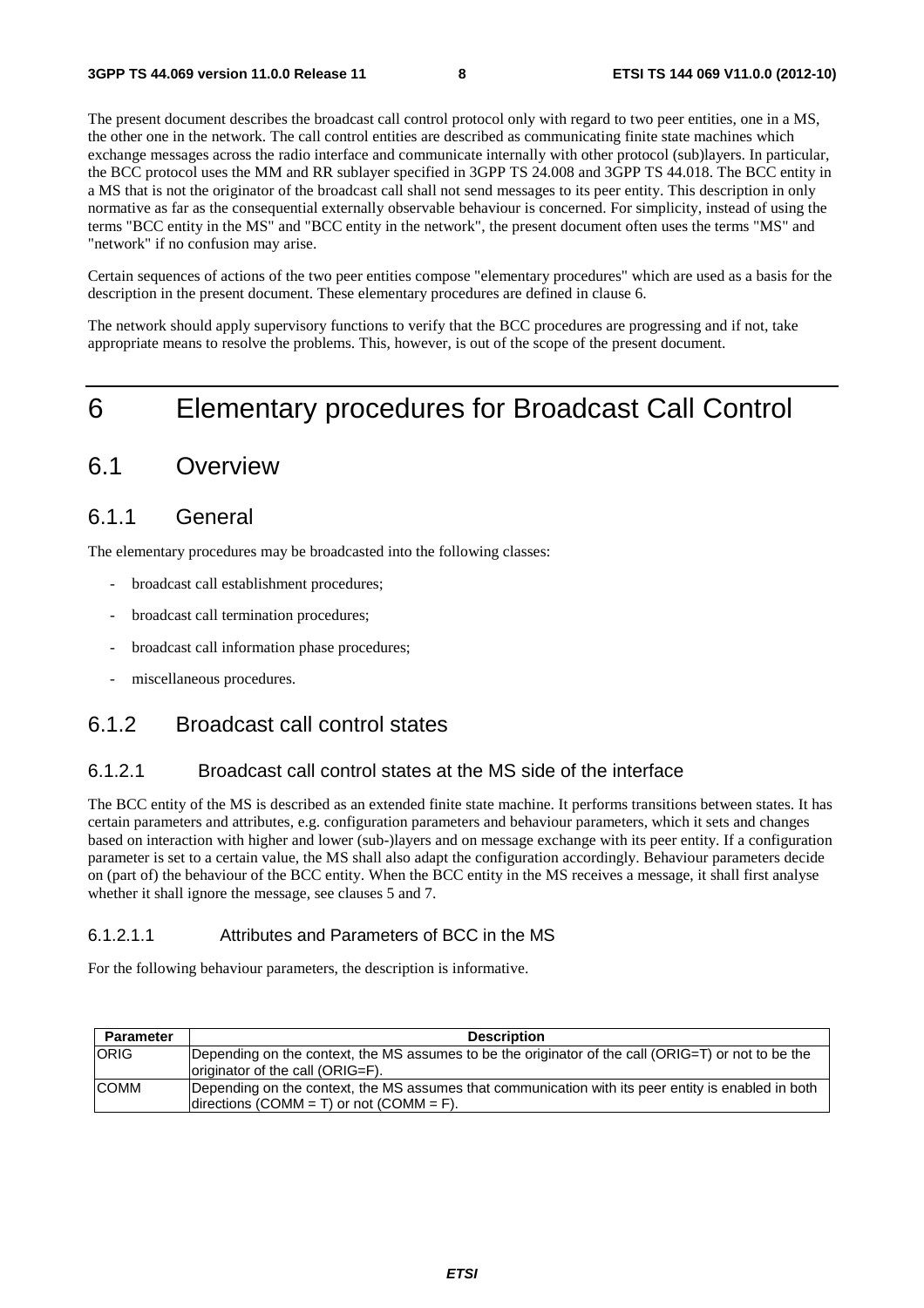The present document describes the broadcast call control protocol only with regard to two peer entities, one in a MS, the other one in the network. The call control entities are described as communicating finite state machines which exchange messages across the radio interface and communicate internally with other protocol (sub)layers. In particular, the BCC protocol uses the MM and RR sublayer specified in 3GPP TS 24.008 and 3GPP TS 44.018. The BCC entity in a MS that is not the originator of the broadcast call shall not send messages to its peer entity. This description in only normative as far as the consequential externally observable behaviour is concerned. For simplicity, instead of using the terms "BCC entity in the MS" and "BCC entity in the network", the present document often uses the terms "MS" and "network" if no confusion may arise.

Certain sequences of actions of the two peer entities compose "elementary procedures" which are used as a basis for the description in the present document. These elementary procedures are defined in clause 6.

The network should apply supervisory functions to verify that the BCC procedures are progressing and if not, take appropriate means to resolve the problems. This, however, is out of the scope of the present document.

# 6 Elementary procedures for Broadcast Call Control

## 6.1 Overview

### 6.1.1 General

The elementary procedures may be broadcasted into the following classes:

- broadcast call establishment procedures;
- broadcast call termination procedures;
- broadcast call information phase procedures;
- miscellaneous procedures.

### 6.1.2 Broadcast call control states

#### 6.1.2.1 Broadcast call control states at the MS side of the interface

The BCC entity of the MS is described as an extended finite state machine. It performs transitions between states. It has certain parameters and attributes, e.g. configuration parameters and behaviour parameters, which it sets and changes based on interaction with higher and lower (sub-)layers and on message exchange with its peer entity. If a configuration parameter is set to a certain value, the MS shall also adapt the configuration accordingly. Behaviour parameters decide on (part of) the behaviour of the BCC entity. When the BCC entity in the MS receives a message, it shall first analyse whether it shall ignore the message, see clauses 5 and 7.

##### 6.1.2.1.1 Attributes and Parameters of BCC in the MS

For the following behaviour parameters, the description is informative.

| Parameter | Description |
| --- | --- |
| ORIG | Depending on the context, the MS assumes to be the originator of the call (ORIG=T) or not to be the originator of the call (ORIG=F). |
| COMM | Depending on the context, the MS assumes that communication with its peer entity is enabled in both directions (COMM = T) or not (COMM = F). |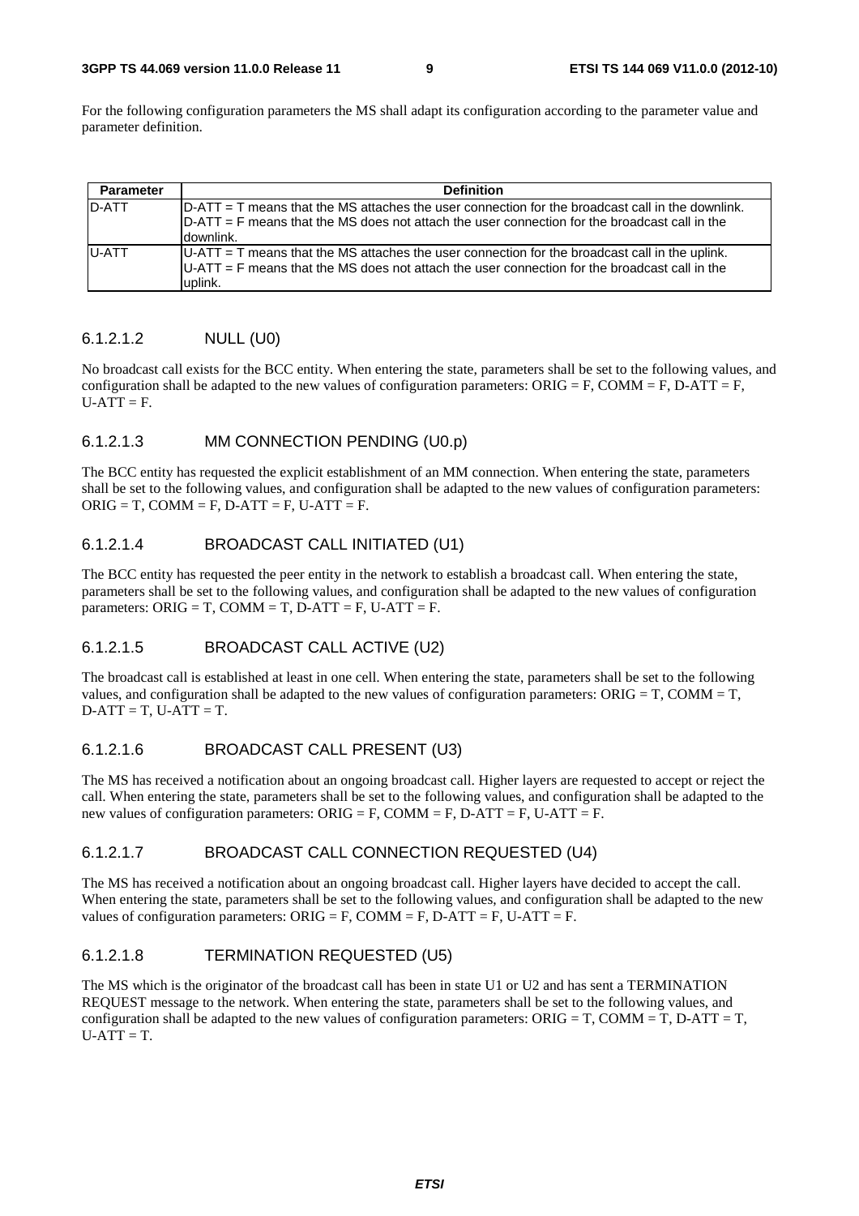For the following configuration parameters the MS shall adapt its configuration according to the parameter value and parameter definition.

| Parameter | Definition |
| --- | --- |
| D-ATT | D-ATT = T means that the MS attaches the user connection for the broadcast call in the downlink. D-ATT = F means that the MS does not attach the user connection for the broadcast call in the downlink. |
| U-ATT | U-ATT = T means that the MS attaches the user connection for the broadcast call in the uplink. U-ATT = F means that the MS does not attach the user connection for the broadcast call in the uplink. |

#### 6.1.2.1.2 NULL (U0)

No broadcast call exists for the BCC entity. When entering the state, parameters shall be set to the following values, and configuration shall be adapted to the new values of configuration parameters: ORIG = F, COMM = F, D-ATT = F, U-ATT = F.

#### 6.1.2.1.3 MM CONNECTION PENDING (U0.p)

The BCC entity has requested the explicit establishment of an MM connection. When entering the state, parameters shall be set to the following values, and configuration shall be adapted to the new values of configuration parameters: ORIG = T, COMM = F, D-ATT = F, U-ATT = F.

#### 6.1.2.1.4 BROADCAST CALL INITIATED (U1)

The BCC entity has requested the peer entity in the network to establish a broadcast call. When entering the state, parameters shall be set to the following values, and configuration shall be adapted to the new values of configuration parameters: ORIG = T, COMM = T, D-ATT = F, U-ATT = F.

#### 6.1.2.1.5 BROADCAST CALL ACTIVE (U2)

The broadcast call is established at least in one cell. When entering the state, parameters shall be set to the following values, and configuration shall be adapted to the new values of configuration parameters: ORIG = T, COMM = T, D-ATT = T, U-ATT = T.

#### 6.1.2.1.6 BROADCAST CALL PRESENT (U3)

The MS has received a notification about an ongoing broadcast call. Higher layers are requested to accept or reject the call. When entering the state, parameters shall be set to the following values, and configuration shall be adapted to the new values of configuration parameters: ORIG = F, COMM = F, D-ATT = F, U-ATT = F.

#### 6.1.2.1.7 BROADCAST CALL CONNECTION REQUESTED (U4)

The MS has received a notification about an ongoing broadcast call. Higher layers have decided to accept the call. When entering the state, parameters shall be set to the following values, and configuration shall be adapted to the new values of configuration parameters: ORIG = F, COMM = F, D-ATT = F, U-ATT = F.

#### 6.1.2.1.8 TERMINATION REQUESTED (U5)

The MS which is the originator of the broadcast call has been in state U1 or U2 and has sent a TERMINATION REQUEST message to the network. When entering the state, parameters shall be set to the following values, and configuration shall be adapted to the new values of configuration parameters: ORIG = T, COMM = T, D-ATT = T, U-ATT = T.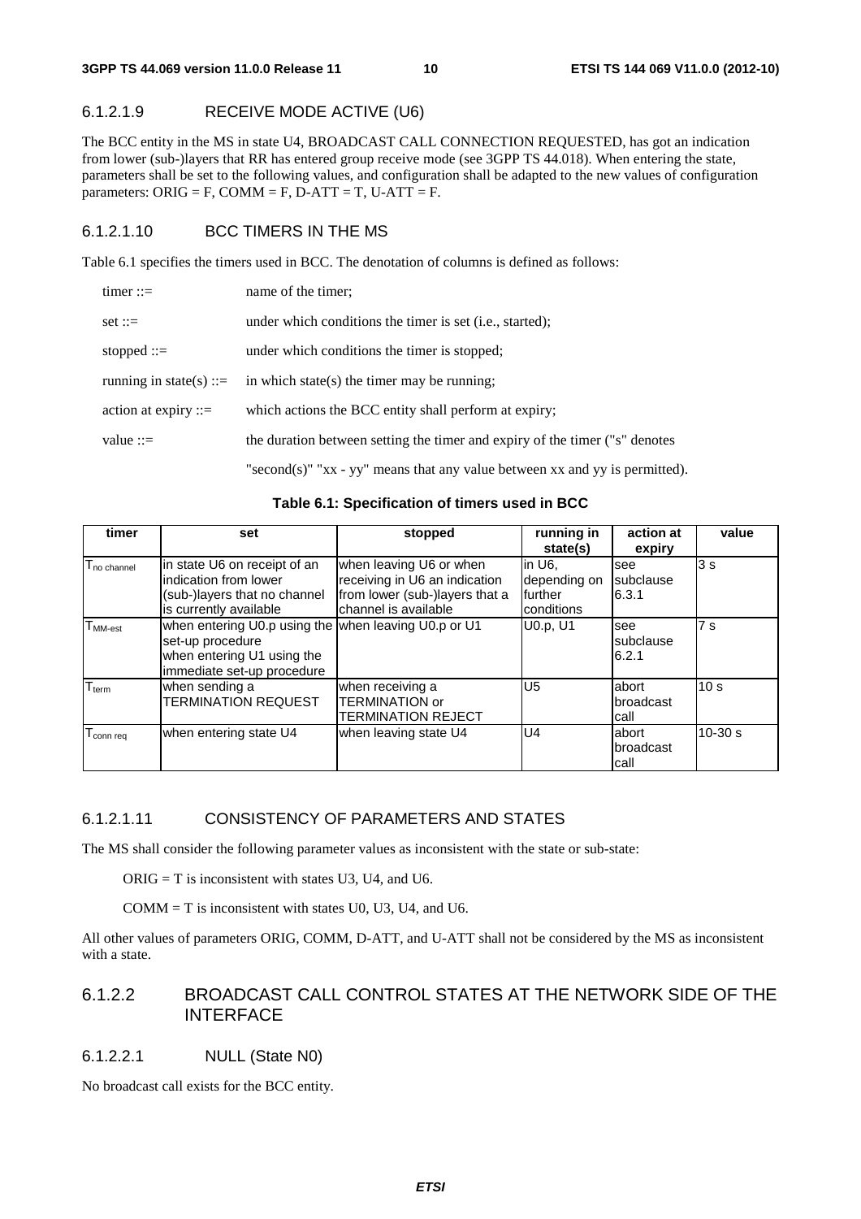#### 6.1.2.1.9 RECEIVE MODE ACTIVE (U6)

The BCC entity in the MS in state U4, BROADCAST CALL CONNECTION REQUESTED, has got an indication from lower (sub-)layers that RR has entered group receive mode (see 3GPP TS 44.018). When entering the state, parameters shall be set to the following values, and configuration shall be adapted to the new values of configuration parameters: ORIG = F, COMM = F, D-ATT = T, U-ATT = F.

#### 6.1.2.1.10 BCC TIMERS IN THE MS

Table 6.1 specifies the timers used in BCC. The denotation of columns is defined as follows:

timer ::= name of the timer;

set ::= under which conditions the timer is set (i.e., started);

stopped ::= under which conditions the timer is stopped;

running in state(s) ::= in which state(s) the timer may be running;

action at expiry ::= which actions the BCC entity shall perform at expiry;

value ::= the duration between setting the timer and expiry of the timer ("s" denotes "second(s)" "xx - yy" means that any value between xx and yy is permitted).

**Table 6.1: Specification of timers used in BCC**

| timer | set | stopped | running in state(s) | action at expiry | value |
|---|---|---|---|---|---|
| $T_{no\ channel}$ | in state U6 on receipt of an indication from lower (sub-)layers that no channel is currently available | when leaving U6 or when receiving in U6 an indication from lower (sub-)layers that a channel is available | in U6, depending on further conditions | see subclause 6.3.1 | 3 s |
| $T_{MM\text{-}est}$ | when entering U0.p using the set-up procedure when entering U1 using the immediate set-up procedure | when leaving U0.p or U1 | U0.p, U1 | see subclause 6.2.1 | 7 s |
| $T_{term}$ | when sending a TERMINATION REQUEST | when receiving a TERMINATION or TERMINATION REJECT | U5 | abort broadcast call | 10 s |
| $T_{conn\ req}$ | when entering state U4 | when leaving state U4 | U4 | abort broadcast call | 10-30 s |

#### 6.1.2.1.11 CONSISTENCY OF PARAMETERS AND STATES

The MS shall consider the following parameter values as inconsistent with the state or sub-state:

ORIG = T is inconsistent with states U3, U4, and U6.

COMM = T is inconsistent with states U0, U3, U4, and U6.

All other values of parameters ORIG, COMM, D-ATT, and U-ATT shall not be considered by the MS as inconsistent with a state.

### 6.1.2.2 BROADCAST CALL CONTROL STATES AT THE NETWORK SIDE OF THE INTERFACE

#### 6.1.2.2.1 NULL (State N0)

No broadcast call exists for the BCC entity.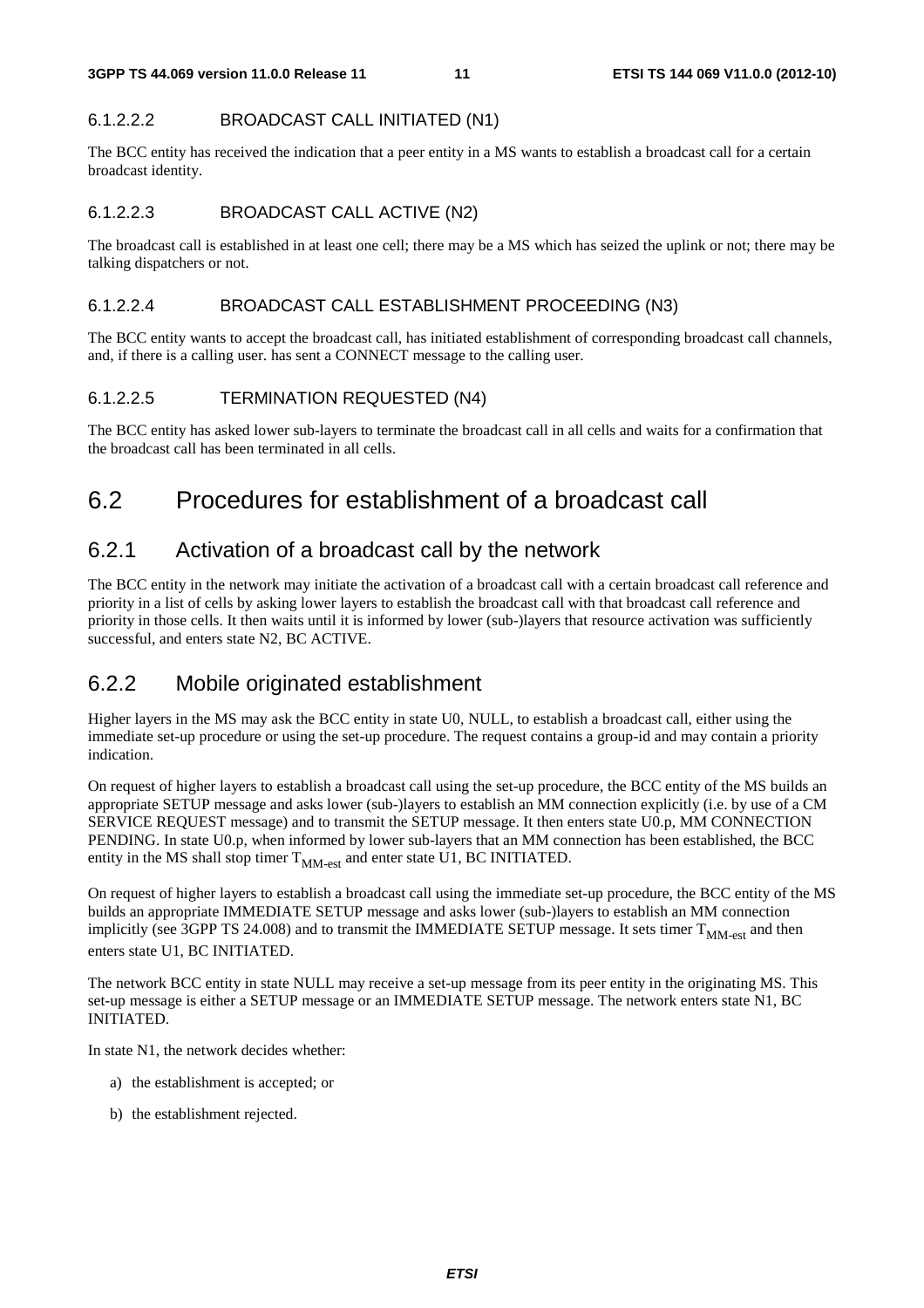#### 6.1.2.2.2 BROADCAST CALL INITIATED (N1)

The BCC entity has received the indication that a peer entity in a MS wants to establish a broadcast call for a certain broadcast identity.

#### 6.1.2.2.3 BROADCAST CALL ACTIVE (N2)

The broadcast call is established in at least one cell; there may be a MS which has seized the uplink or not; there may be talking dispatchers or not.

#### 6.1.2.2.4 BROADCAST CALL ESTABLISHMENT PROCEEDING (N3)

The BCC entity wants to accept the broadcast call, has initiated establishment of corresponding broadcast call channels, and, if there is a calling user. has sent a CONNECT message to the calling user.

#### 6.1.2.2.5 TERMINATION REQUESTED (N4)

The BCC entity has asked lower sub-layers to terminate the broadcast call in all cells and waits for a confirmation that the broadcast call has been terminated in all cells.

## 6.2 Procedures for establishment of a broadcast call

### 6.2.1 Activation of a broadcast call by the network

The BCC entity in the network may initiate the activation of a broadcast call with a certain broadcast call reference and priority in a list of cells by asking lower layers to establish the broadcast call with that broadcast call reference and priority in those cells. It then waits until it is informed by lower (sub-)layers that resource activation was sufficiently successful, and enters state N2, BC ACTIVE.

### 6.2.2 Mobile originated establishment

Higher layers in the MS may ask the BCC entity in state U0, NULL, to establish a broadcast call, either using the immediate set-up procedure or using the set-up procedure. The request contains a group-id and may contain a priority indication.

On request of higher layers to establish a broadcast call using the set-up procedure, the BCC entity of the MS builds an appropriate SETUP message and asks lower (sub-)layers to establish an MM connection explicitly (i.e. by use of a CM SERVICE REQUEST message) and to transmit the SETUP message. It then enters state U0.p, MM CONNECTION PENDING. In state U0.p, when informed by lower sub-layers that an MM connection has been established, the BCC entity in the MS shall stop timer $T_{MM\text{-}est}$ and enter state U1, BC INITIATED.

On request of higher layers to establish a broadcast call using the immediate set-up procedure, the BCC entity of the MS builds an appropriate IMMEDIATE SETUP message and asks lower (sub-)layers to establish an MM connection implicitly (see 3GPP TS 24.008) and to transmit the IMMEDIATE SETUP message. It sets timer $T_{MM\text{-}est}$ and then enters state U1, BC INITIATED.

The network BCC entity in state NULL may receive a set-up message from its peer entity in the originating MS. This set-up message is either a SETUP message or an IMMEDIATE SETUP message. The network enters state N1, BC INITIATED.

In state N1, the network decides whether:

a) the establishment is accepted; or

b) the establishment rejected.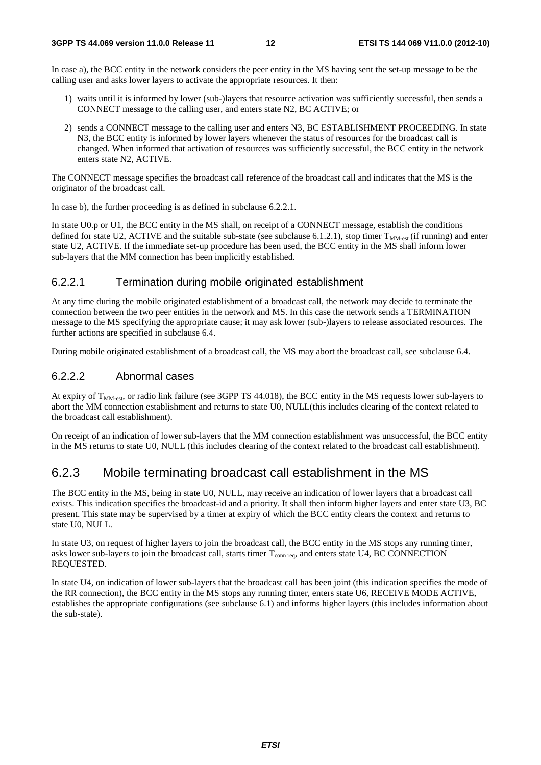In case a), the BCC entity in the network considers the peer entity in the MS having sent the set-up message to be the calling user and asks lower layers to activate the appropriate resources. It then:

1) waits until it is informed by lower (sub-)layers that resource activation was sufficiently successful, then sends a CONNECT message to the calling user, and enters state N2, BC ACTIVE; or

2) sends a CONNECT message to the calling user and enters N3, BC ESTABLISHMENT PROCEEDING. In state N3, the BCC entity is informed by lower layers whenever the status of resources for the broadcast call is changed. When informed that activation of resources was sufficiently successful, the BCC entity in the network enters state N2, ACTIVE.

The CONNECT message specifies the broadcast call reference of the broadcast call and indicates that the MS is the originator of the broadcast call.

In case b), the further proceeding is as defined in subclause 6.2.2.1.

In state U0.p or U1, the BCC entity in the MS shall, on receipt of a CONNECT message, establish the conditions defined for state U2, ACTIVE and the suitable sub-state (see subclause 6.1.2.1), stop timer $T_{MM-est}$ (if running) and enter state U2, ACTIVE. If the immediate set-up procedure has been used, the BCC entity in the MS shall inform lower sub-layers that the MM connection has been implicitly established.

### 6.2.2.1 Termination during mobile originated establishment

At any time during the mobile originated establishment of a broadcast call, the network may decide to terminate the connection between the two peer entities in the network and MS. In this case the network sends a TERMINATION message to the MS specifying the appropriate cause; it may ask lower (sub-)layers to release associated resources. The further actions are specified in subclause 6.4.

During mobile originated establishment of a broadcast call, the MS may abort the broadcast call, see subclause 6.4.

### 6.2.2.2 Abnormal cases

At expiry of $T_{MM-est}$, or radio link failure (see 3GPP TS 44.018), the BCC entity in the MS requests lower sub-layers to abort the MM connection establishment and returns to state U0, NULL(this includes clearing of the context related to the broadcast call establishment).

On receipt of an indication of lower sub-layers that the MM connection establishment was unsuccessful, the BCC entity in the MS returns to state U0, NULL (this includes clearing of the context related to the broadcast call establishment).

## 6.2.3 Mobile terminating broadcast call establishment in the MS

The BCC entity in the MS, being in state U0, NULL, may receive an indication of lower layers that a broadcast call exists. This indication specifies the broadcast-id and a priority. It shall then inform higher layers and enter state U3, BC present. This state may be supervised by a timer at expiry of which the BCC entity clears the context and returns to state U0, NULL.

In state U3, on request of higher layers to join the broadcast call, the BCC entity in the MS stops any running timer, asks lower sub-layers to join the broadcast call, starts timer $T_{conn\ req}$, and enters state U4, BC CONNECTION REQUESTED.

In state U4, on indication of lower sub-layers that the broadcast call has been joint (this indication specifies the mode of the RR connection), the BCC entity in the MS stops any running timer, enters state U6, RECEIVE MODE ACTIVE, establishes the appropriate configurations (see subclause 6.1) and informs higher layers (this includes information about the sub-state).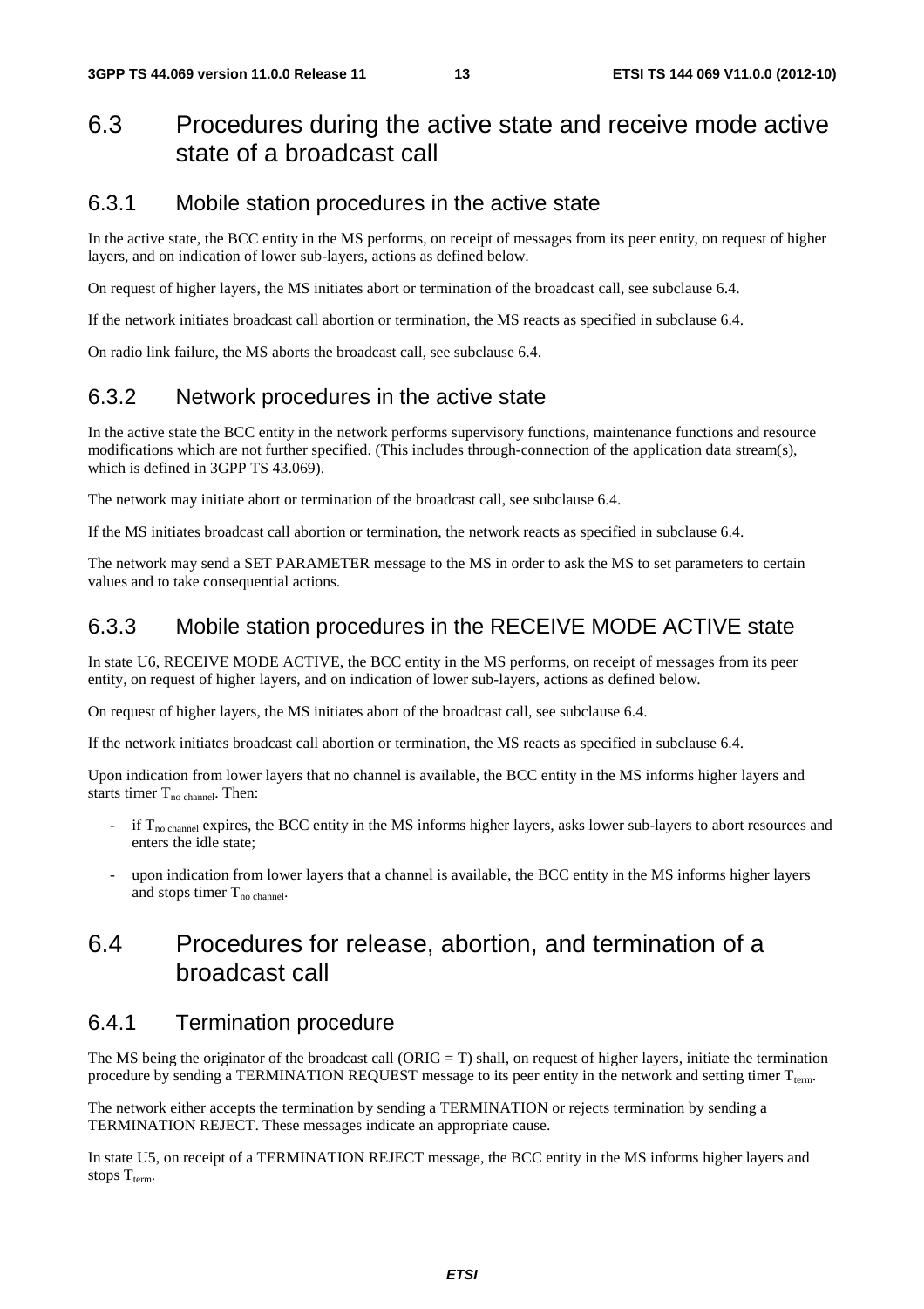## 6.3 Procedures during the active state and receive mode active state of a broadcast call

### 6.3.1 Mobile station procedures in the active state

In the active state, the BCC entity in the MS performs, on receipt of messages from its peer entity, on request of higher layers, and on indication of lower sub-layers, actions as defined below.

On request of higher layers, the MS initiates abort or termination of the broadcast call, see subclause 6.4.

If the network initiates broadcast call abortion or termination, the MS reacts as specified in subclause 6.4.

On radio link failure, the MS aborts the broadcast call, see subclause 6.4.

### 6.3.2 Network procedures in the active state

In the active state the BCC entity in the network performs supervisory functions, maintenance functions and resource modifications which are not further specified. (This includes through-connection of the application data stream(s), which is defined in 3GPP TS 43.069).

The network may initiate abort or termination of the broadcast call, see subclause 6.4.

If the MS initiates broadcast call abortion or termination, the network reacts as specified in subclause 6.4.

The network may send a SET PARAMETER message to the MS in order to ask the MS to set parameters to certain values and to take consequential actions.

### 6.3.3 Mobile station procedures in the RECEIVE MODE ACTIVE state

In state U6, RECEIVE MODE ACTIVE, the BCC entity in the MS performs, on receipt of messages from its peer entity, on request of higher layers, and on indication of lower sub-layers, actions as defined below.

On request of higher layers, the MS initiates abort of the broadcast call, see subclause 6.4.

If the network initiates broadcast call abortion or termination, the MS reacts as specified in subclause 6.4.

Upon indication from lower layers that no channel is available, the BCC entity in the MS informs higher layers and starts timer $T_{no\ channel}$. Then:

- if $T_{no\ channel}$ expires, the BCC entity in the MS informs higher layers, asks lower sub-layers to abort resources and enters the idle state;
- upon indication from lower layers that a channel is available, the BCC entity in the MS informs higher layers and stops timer $T_{no\ channel}$.

## 6.4 Procedures for release, abortion, and termination of a broadcast call

### 6.4.1 Termination procedure

The MS being the originator of the broadcast call (ORIG = T) shall, on request of higher layers, initiate the termination procedure by sending a TERMINATION REQUEST message to its peer entity in the network and setting timer $T_{term}$.

The network either accepts the termination by sending a TERMINATION or rejects termination by sending a TERMINATION REJECT. These messages indicate an appropriate cause.

In state U5, on receipt of a TERMINATION REJECT message, the BCC entity in the MS informs higher layers and stops $T_{term}$.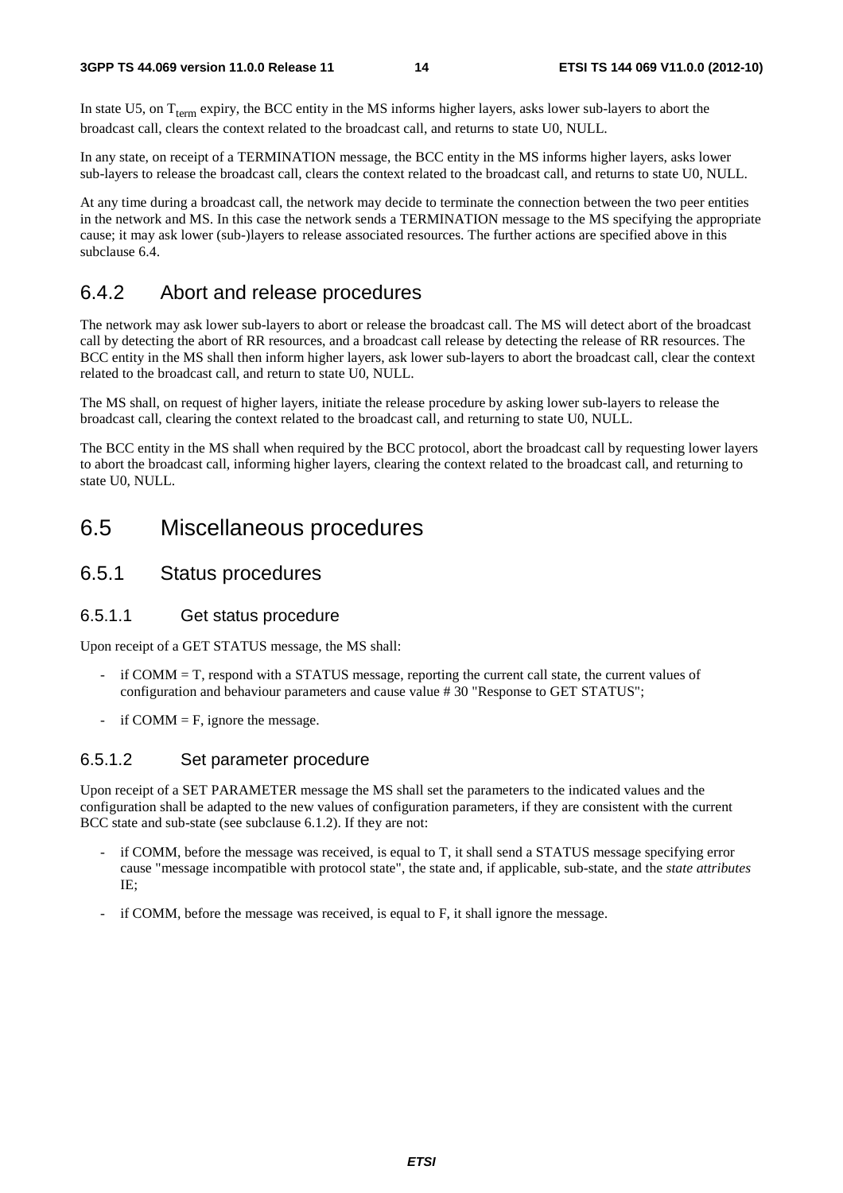In state U5, on $T_{term}$ expiry, the BCC entity in the MS informs higher layers, asks lower sub-layers to abort the broadcast call, clears the context related to the broadcast call, and returns to state U0, NULL.

In any state, on receipt of a TERMINATION message, the BCC entity in the MS informs higher layers, asks lower sub-layers to release the broadcast call, clears the context related to the broadcast call, and returns to state U0, NULL.

At any time during a broadcast call, the network may decide to terminate the connection between the two peer entities in the network and MS. In this case the network sends a TERMINATION message to the MS specifying the appropriate cause; it may ask lower (sub-)layers to release associated resources. The further actions are specified above in this subclause 6.4.

### 6.4.2 Abort and release procedures

The network may ask lower sub-layers to abort or release the broadcast call. The MS will detect abort of the broadcast call by detecting the abort of RR resources, and a broadcast call release by detecting the release of RR resources. The BCC entity in the MS shall then inform higher layers, ask lower sub-layers to abort the broadcast call, clear the context related to the broadcast call, and return to state U0, NULL.

The MS shall, on request of higher layers, initiate the release procedure by asking lower sub-layers to release the broadcast call, clearing the context related to the broadcast call, and returning to state U0, NULL.

The BCC entity in the MS shall when required by the BCC protocol, abort the broadcast call by requesting lower layers to abort the broadcast call, informing higher layers, clearing the context related to the broadcast call, and returning to state U0, NULL.

## 6.5 Miscellaneous procedures

### 6.5.1 Status procedures

#### 6.5.1.1 Get status procedure

Upon receipt of a GET STATUS message, the MS shall:

- if COMM = T, respond with a STATUS message, reporting the current call state, the current values of configuration and behaviour parameters and cause value # 30 "Response to GET STATUS";
- if COMM = F, ignore the message.

#### 6.5.1.2 Set parameter procedure

Upon receipt of a SET PARAMETER message the MS shall set the parameters to the indicated values and the configuration shall be adapted to the new values of configuration parameters, if they are consistent with the current BCC state and sub-state (see subclause 6.1.2). If they are not:

- if COMM, before the message was received, is equal to T, it shall send a STATUS message specifying error cause "message incompatible with protocol state", the state and, if applicable, sub-state, and the *state attributes* IE;
- if COMM, before the message was received, is equal to F, it shall ignore the message.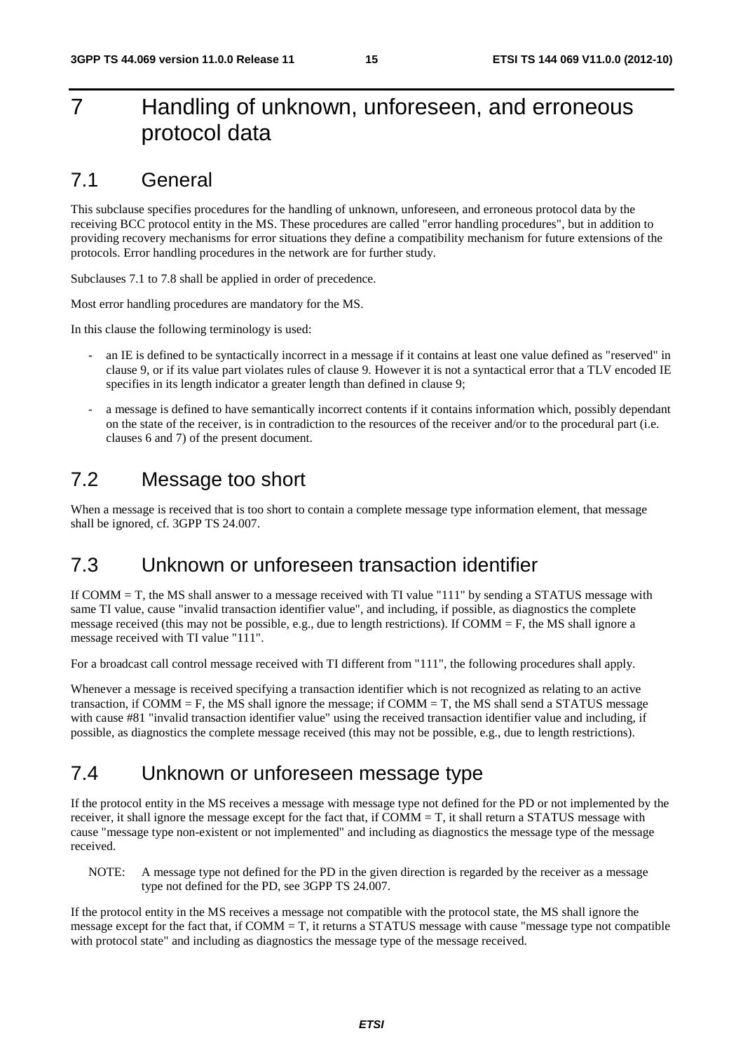# 7 Handling of unknown, unforeseen, and erroneous protocol data

## 7.1 General

This subclause specifies procedures for the handling of unknown, unforeseen, and erroneous protocol data by the receiving BCC protocol entity in the MS. These procedures are called "error handling procedures", but in addition to providing recovery mechanisms for error situations they define a compatibility mechanism for future extensions of the protocols. Error handling procedures in the network are for further study.

Subclauses 7.1 to 7.8 shall be applied in order of precedence.

Most error handling procedures are mandatory for the MS.

In this clause the following terminology is used:

- an IE is defined to be syntactically incorrect in a message if it contains at least one value defined as "reserved" in clause 9, or if its value part violates rules of clause 9. However it is not a syntactical error that a TLV encoded IE specifies in its length indicator a greater length than defined in clause 9;
- a message is defined to have semantically incorrect contents if it contains information which, possibly dependant on the state of the receiver, is in contradiction to the resources of the receiver and/or to the procedural part (i.e. clauses 6 and 7) of the present document.

## 7.2 Message too short

When a message is received that is too short to contain a complete message type information element, that message shall be ignored, cf. 3GPP TS 24.007.

## 7.3 Unknown or unforeseen transaction identifier

If COMM = T, the MS shall answer to a message received with TI value "111" by sending a STATUS message with same TI value, cause "invalid transaction identifier value", and including, if possible, as diagnostics the complete message received (this may not be possible, e.g., due to length restrictions). If COMM = F, the MS shall ignore a message received with TI value "111".

For a broadcast call control message received with TI different from "111", the following procedures shall apply.

Whenever a message is received specifying a transaction identifier which is not recognized as relating to an active transaction, if COMM = F, the MS shall ignore the message; if COMM = T, the MS shall send a STATUS message with cause #81 "invalid transaction identifier value" using the received transaction identifier value and including, if possible, as diagnostics the complete message received (this may not be possible, e.g., due to length restrictions).

## 7.4 Unknown or unforeseen message type

If the protocol entity in the MS receives a message with message type not defined for the PD or not implemented by the receiver, it shall ignore the message except for the fact that, if COMM = T, it shall return a STATUS message with cause "message type non-existent or not implemented" and including as diagnostics the message type of the message received.

NOTE: A message type not defined for the PD in the given direction is regarded by the receiver as a message type not defined for the PD, see 3GPP TS 24.007.

If the protocol entity in the MS receives a message not compatible with the protocol state, the MS shall ignore the message except for the fact that, if COMM = T, it returns a STATUS message with cause "message type not compatible with protocol state" and including as diagnostics the message type of the message received.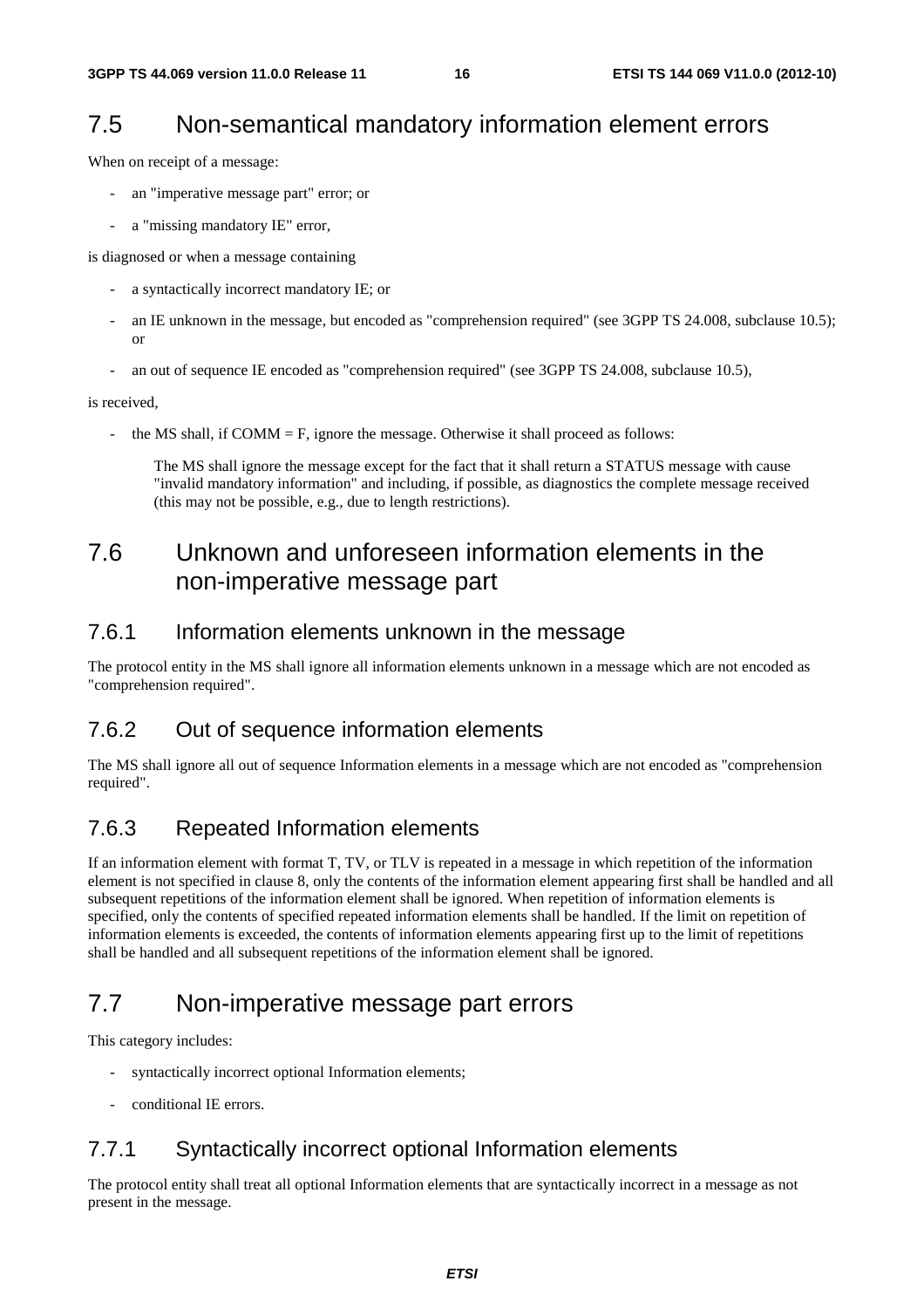## 7.5 Non-semantical mandatory information element errors

When on receipt of a message:

- an "imperative message part" error; or
- a "missing mandatory IE" error,

is diagnosed or when a message containing

- a syntactically incorrect mandatory IE; or
- an IE unknown in the message, but encoded as "comprehension required" (see 3GPP TS 24.008, subclause 10.5); or
- an out of sequence IE encoded as "comprehension required" (see 3GPP TS 24.008, subclause 10.5),

is received,

- the MS shall, if COMM = F, ignore the message. Otherwise it shall proceed as follows:

  The MS shall ignore the message except for the fact that it shall return a STATUS message with cause "invalid mandatory information" and including, if possible, as diagnostics the complete message received (this may not be possible, e.g., due to length restrictions).

## 7.6 Unknown and unforeseen information elements in the non-imperative message part

### 7.6.1 Information elements unknown in the message

The protocol entity in the MS shall ignore all information elements unknown in a message which are not encoded as "comprehension required".

### 7.6.2 Out of sequence information elements

The MS shall ignore all out of sequence Information elements in a message which are not encoded as "comprehension required".

### 7.6.3 Repeated Information elements

If an information element with format T, TV, or TLV is repeated in a message in which repetition of the information element is not specified in clause 8, only the contents of the information element appearing first shall be handled and all subsequent repetitions of the information element shall be ignored. When repetition of information elements is specified, only the contents of specified repeated information elements shall be handled. If the limit on repetition of information elements is exceeded, the contents of information elements appearing first up to the limit of repetitions shall be handled and all subsequent repetitions of the information element shall be ignored.

## 7.7 Non-imperative message part errors

This category includes:

- syntactically incorrect optional Information elements;
- conditional IE errors.

### 7.7.1 Syntactically incorrect optional Information elements

The protocol entity shall treat all optional Information elements that are syntactically incorrect in a message as not present in the message.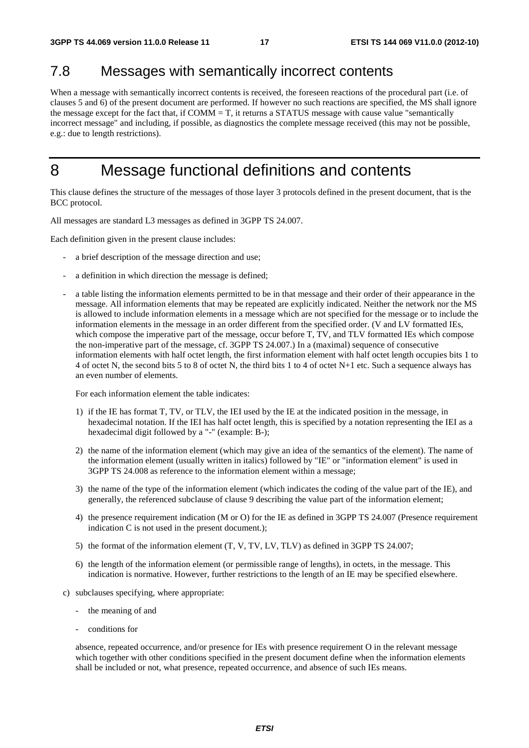## 7.8 Messages with semantically incorrect contents

When a message with semantically incorrect contents is received, the foreseen reactions of the procedural part (i.e. of clauses 5 and 6) of the present document are performed. If however no such reactions are specified, the MS shall ignore the message except for the fact that, if COMM = T, it returns a STATUS message with cause value "semantically incorrect message" and including, if possible, as diagnostics the complete message received (this may not be possible, e.g.: due to length restrictions).

# 8 Message functional definitions and contents

This clause defines the structure of the messages of those layer 3 protocols defined in the present document, that is the BCC protocol.

All messages are standard L3 messages as defined in 3GPP TS 24.007.

Each definition given in the present clause includes:

- a brief description of the message direction and use;
- a definition in which direction the message is defined;
- a table listing the information elements permitted to be in that message and their order of their appearance in the message. All information elements that may be repeated are explicitly indicated. Neither the network nor the MS is allowed to include information elements in a message which are not specified for the message or to include the information elements in the message in an order different from the specified order. (V and LV formatted IEs, which compose the imperative part of the message, occur before T, TV, and TLV formatted IEs which compose the non-imperative part of the message, cf. 3GPP TS 24.007.) In a (maximal) sequence of consecutive information elements with half octet length, the first information element with half octet length occupies bits 1 to 4 of octet N, the second bits 5 to 8 of octet N, the third bits 1 to 4 of octet N+1 etc. Such a sequence always has an even number of elements.

  For each information element the table indicates:

  1) if the IE has format T, TV, or TLV, the IEI used by the IE at the indicated position in the message, in hexadecimal notation. If the IEI has half octet length, this is specified by a notation representing the IEI as a hexadecimal digit followed by a "-" (example: B-);

  2) the name of the information element (which may give an idea of the semantics of the element). The name of the information element (usually written in italics) followed by "IE" or "information element" is used in 3GPP TS 24.008 as reference to the information element within a message;

  3) the name of the type of the information element (which indicates the coding of the value part of the IE), and generally, the referenced subclause of clause 9 describing the value part of the information element;

  4) the presence requirement indication (M or O) for the IE as defined in 3GPP TS 24.007 (Presence requirement indication C is not used in the present document.);

  5) the format of the information element (T, V, TV, LV, TLV) as defined in 3GPP TS 24.007;

  6) the length of the information element (or permissible range of lengths), in octets, in the message. This indication is normative. However, further restrictions to the length of an IE may be specified elsewhere.

c) subclauses specifying, where appropriate:

  - the meaning of and
  - conditions for

  absence, repeated occurrence, and/or presence for IEs with presence requirement O in the relevant message which together with other conditions specified in the present document define when the information elements shall be included or not, what presence, repeated occurrence, and absence of such IEs means.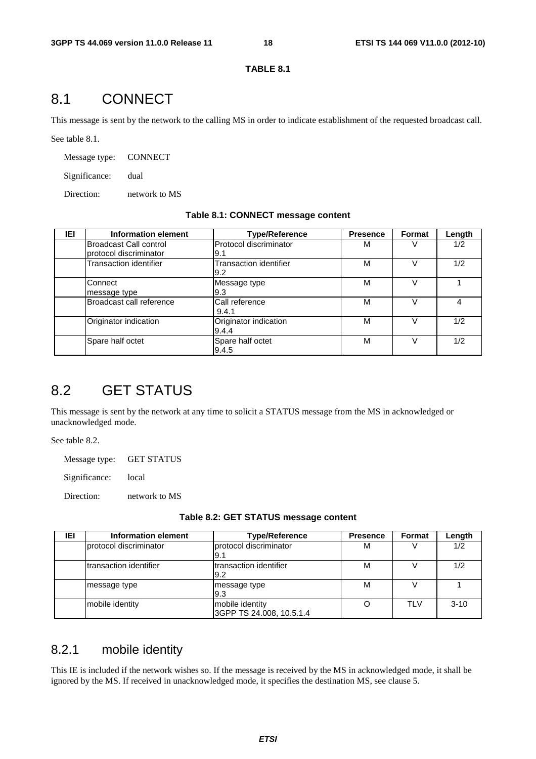**TABLE 8.1**

## 8.1 CONNECT

This message is sent by the network to the calling MS in order to indicate establishment of the requested broadcast call.

See table 8.1.

Message type: CONNECT

Significance: dual

Direction: network to MS

**Table 8.1: CONNECT message content**

| IEI | Information element | Type/Reference | Presence | Format | Length |
|---|---|---|---|---|---|
| | Broadcast Call control protocol discriminator | Protocol discriminator 9.1 | M | V | 1/2 |
| | Transaction identifier | Transaction identifier 9.2 | M | V | 1/2 |
| | Connect message type | Message type 9.3 | M | V | 1 |
| | Broadcast call reference | Call reference 9.4.1 | M | V | 4 |
| | Originator indication | Originator indication 9.4.4 | M | V | 1/2 |
| | Spare half octet | Spare half octet 9.4.5 | M | V | 1/2 |

## 8.2 GET STATUS

This message is sent by the network at any time to solicit a STATUS message from the MS in acknowledged or unacknowledged mode.

See table 8.2.

Message type: GET STATUS

Significance: local

Direction: network to MS

**Table 8.2: GET STATUS message content**

| IEI | Information element | Type/Reference | Presence | Format | Length |
|---|---|---|---|---|---|
| | protocol discriminator | protocol discriminator 9.1 | M | V | 1/2 |
| | transaction identifier | transaction identifier 9.2 | M | V | 1/2 |
| | message type | message type 9.3 | M | V | 1 |
| | mobile identity | mobile identity 3GPP TS 24.008, 10.5.1.4 | O | TLV | 3-10 |

### 8.2.1 mobile identity

This IE is included if the network wishes so. If the message is received by the MS in acknowledged mode, it shall be ignored by the MS. If received in unacknowledged mode, it specifies the destination MS, see clause 5.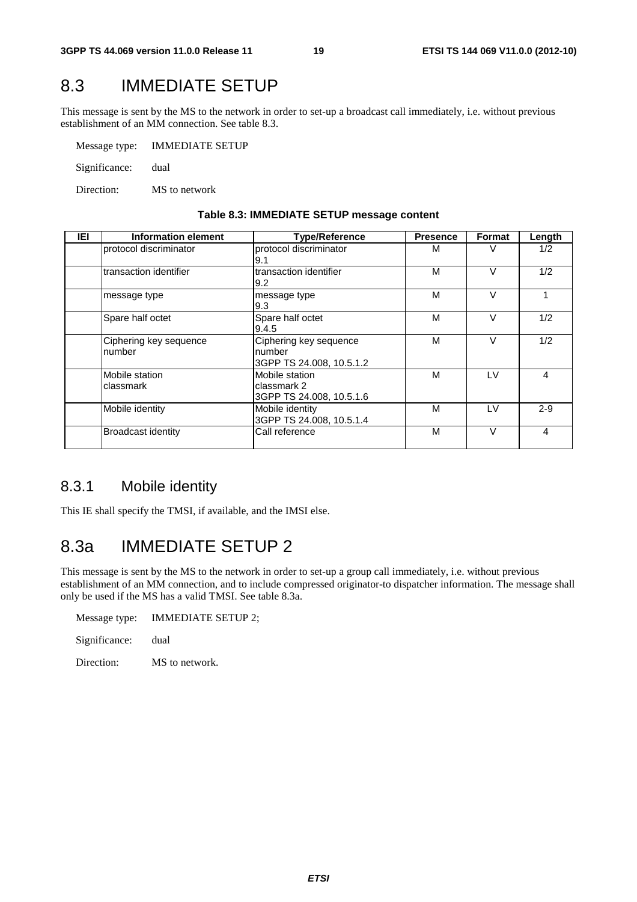# 8.3 IMMEDIATE SETUP

This message is sent by the MS to the network in order to set-up a broadcast call immediately, i.e. without previous establishment of an MM connection. See table 8.3.

Message type: IMMEDIATE SETUP

Significance: dual

Direction: MS to network

**Table 8.3: IMMEDIATE SETUP message content**

| IEI | Information element | Type/Reference | Presence | Format | Length |
|---|---|---|---|---|---|
| | protocol discriminator | protocol discriminator 9.1 | M | V | 1/2 |
| | transaction identifier | transaction identifier 9.2 | M | V | 1/2 |
| | message type | message type 9.3 | M | V | 1 |
| | Spare half octet | Spare half octet 9.4.5 | M | V | 1/2 |
| | Ciphering key sequence number | Ciphering key sequence number 3GPP TS 24.008, 10.5.1.2 | M | V | 1/2 |
| | Mobile station classmark | Mobile station classmark 2 3GPP TS 24.008, 10.5.1.6 | M | LV | 4 |
| | Mobile identity | Mobile identity 3GPP TS 24.008, 10.5.1.4 | M | LV | 2-9 |
| | Broadcast identity | Call reference | M | V | 4 |

## 8.3.1 Mobile identity

This IE shall specify the TMSI, if available, and the IMSI else.

# 8.3a IMMEDIATE SETUP 2

This message is sent by the MS to the network in order to set-up a group call immediately, i.e. without previous establishment of an MM connection, and to include compressed originator-to dispatcher information. The message shall only be used if the MS has a valid TMSI. See table 8.3a.

Message type: IMMEDIATE SETUP 2;

Significance: dual

Direction: MS to network.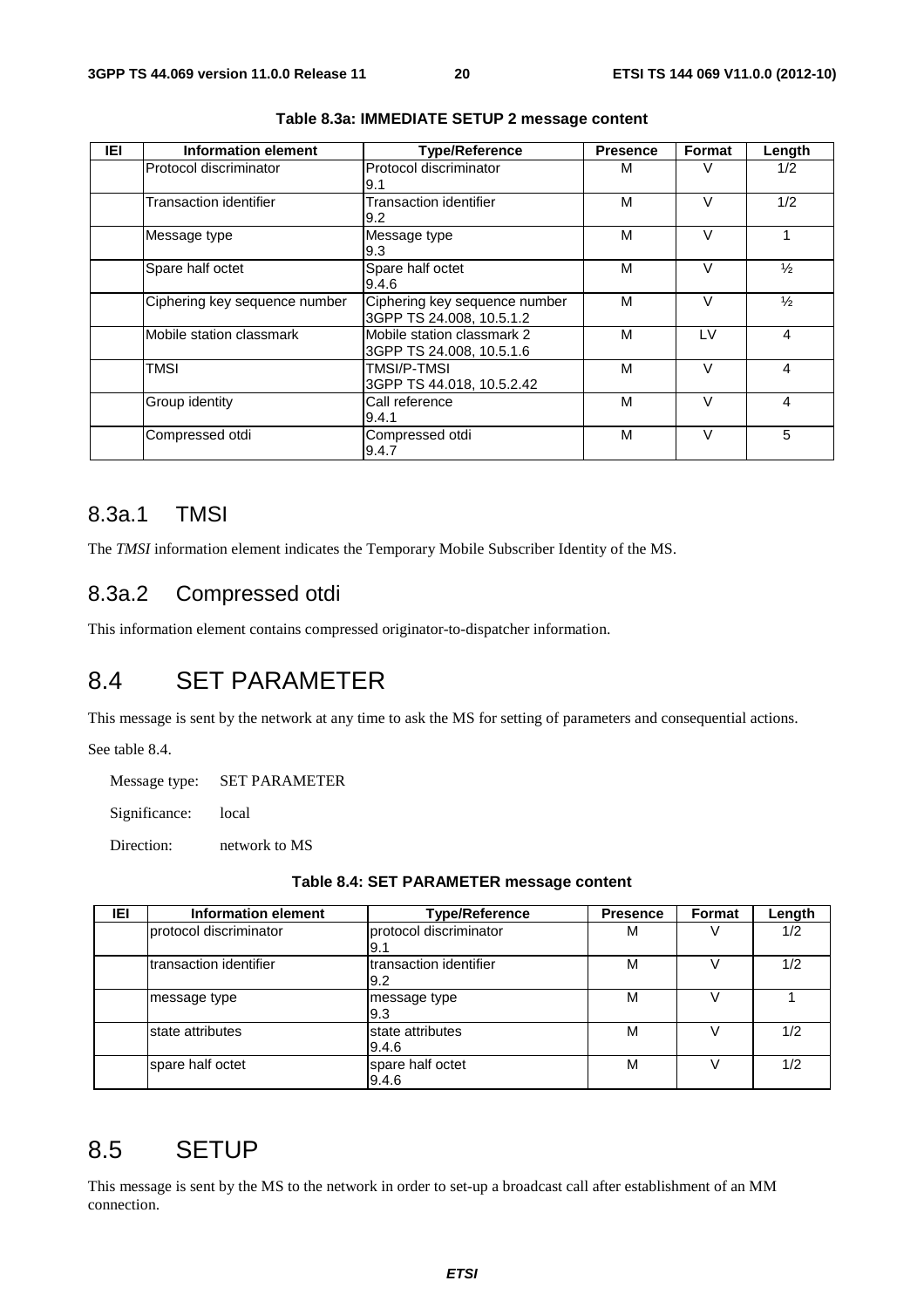**Table 8.3a: IMMEDIATE SETUP 2 message content**

| IEI | Information element | Type/Reference | Presence | Format | Length |
|---|---|---|---|---|---|
| | Protocol discriminator | Protocol discriminator 9.1 | M | V | 1/2 |
| | Transaction identifier | Transaction identifier 9.2 | M | V | 1/2 |
| | Message type | Message type 9.3 | M | V | 1 |
| | Spare half octet | Spare half octet 9.4.6 | M | V | ½ |
| | Ciphering key sequence number | Ciphering key sequence number 3GPP TS 24.008, 10.5.1.2 | M | V | ½ |
| | Mobile station classmark | Mobile station classmark 2 3GPP TS 24.008, 10.5.1.6 | M | LV | 4 |
| | TMSI | TMSI/P-TMSI 3GPP TS 44.018, 10.5.2.42 | M | V | 4 |
| | Group identity | Call reference 9.4.1 | M | V | 4 |
| | Compressed otdi | Compressed otdi 9.4.7 | M | V | 5 |

### 8.3a.1 TMSI

The *TMSI* information element indicates the Temporary Mobile Subscriber Identity of the MS.

### 8.3a.2 Compressed otdi

This information element contains compressed originator-to-dispatcher information.

## 8.4 SET PARAMETER

This message is sent by the network at any time to ask the MS for setting of parameters and consequential actions.

See table 8.4.

Message type: SET PARAMETER

Significance: local

Direction: network to MS

**Table 8.4: SET PARAMETER message content**

| IEI | Information element | Type/Reference | Presence | Format | Length |
|---|---|---|---|---|---|
| | protocol discriminator | protocol discriminator 9.1 | M | V | 1/2 |
| | transaction identifier | transaction identifier 9.2 | M | V | 1/2 |
| | message type | message type 9.3 | M | V | 1 |
| | state attributes | state attributes 9.4.6 | M | V | 1/2 |
| | spare half octet | spare half octet 9.4.6 | M | V | 1/2 |

## 8.5 SETUP

This message is sent by the MS to the network in order to set-up a broadcast call after establishment of an MM connection.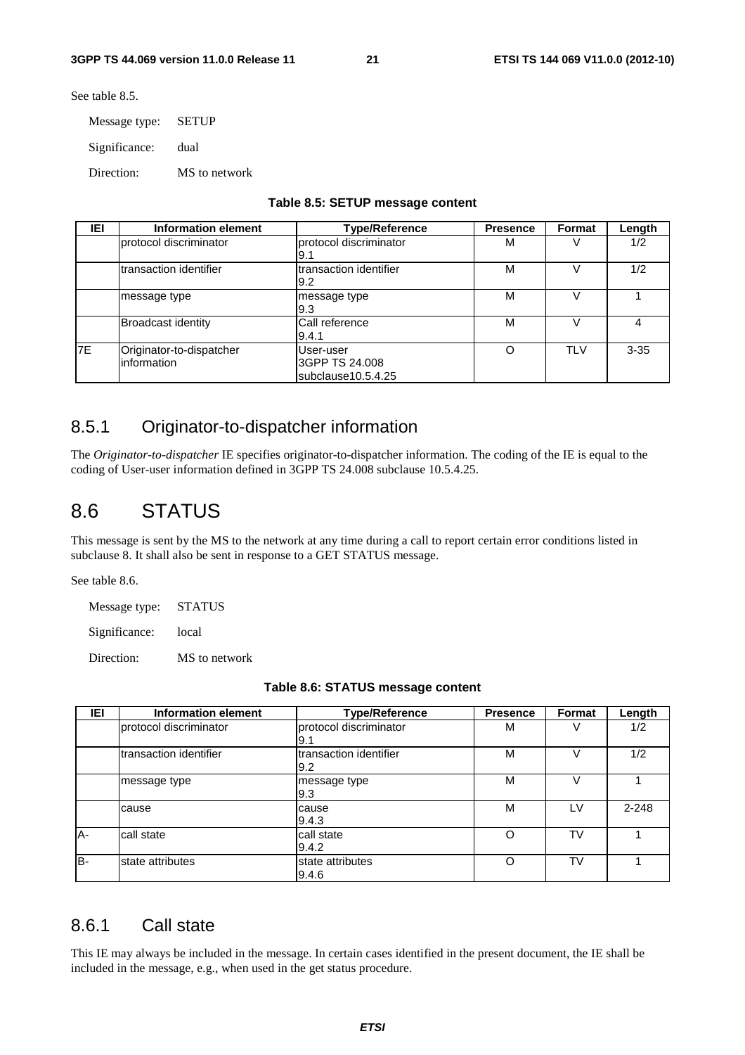See table 8.5.

Message type: SETUP

Significance: dual

Direction: MS to network

**Table 8.5: SETUP message content**

| IEI | Information element | Type/Reference | Presence | Format | Length |
|---|---|---|---|---|---|
| | protocol discriminator | protocol discriminator 9.1 | M | V | 1/2 |
| | transaction identifier | transaction identifier 9.2 | M | V | 1/2 |
| | message type | message type 9.3 | M | V | 1 |
| | Broadcast identity | Call reference 9.4.1 | M | V | 4 |
| 7E | Originator-to-dispatcher information | User-user 3GPP TS 24.008 subclause10.5.4.25 | O | TLV | 3-35 |

### 8.5.1 Originator-to-dispatcher information

The *Originator-to-dispatcher* IE specifies originator-to-dispatcher information. The coding of the IE is equal to the coding of User-user information defined in 3GPP TS 24.008 subclause 10.5.4.25.

## 8.6 STATUS

This message is sent by the MS to the network at any time during a call to report certain error conditions listed in subclause 8. It shall also be sent in response to a GET STATUS message.

See table 8.6.

Message type: STATUS

Significance: local

Direction: MS to network

**Table 8.6: STATUS message content**

| IEI | Information element | Type/Reference | Presence | Format | Length |
|---|---|---|---|---|---|
| | protocol discriminator | protocol discriminator 9.1 | M | V | 1/2 |
| | transaction identifier | transaction identifier 9.2 | M | V | 1/2 |
| | message type | message type 9.3 | M | V | 1 |
| | cause | cause 9.4.3 | M | LV | 2-248 |
| A- | call state | call state 9.4.2 | O | TV | 1 |
| B- | state attributes | state attributes 9.4.6 | O | TV | 1 |

### 8.6.1 Call state

This IE may always be included in the message. In certain cases identified in the present document, the IE shall be included in the message, e.g., when used in the get status procedure.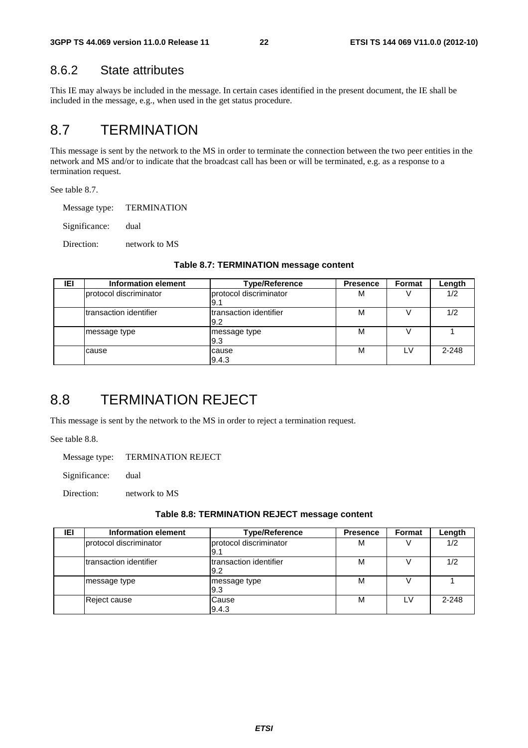### 8.6.2 State attributes

This IE may always be included in the message. In certain cases identified in the present document, the IE shall be included in the message, e.g., when used in the get status procedure.

## 8.7 TERMINATION

This message is sent by the network to the MS in order to terminate the connection between the two peer entities in the network and MS and/or to indicate that the broadcast call has been or will be terminated, e.g. as a response to a termination request.

See table 8.7.

Message type: TERMINATION

Significance: dual

Direction: network to MS

**Table 8.7: TERMINATION message content**

| IEI | Information element | Type/Reference | Presence | Format | Length |
|---|---|---|---|---|---|
| | protocol discriminator | protocol discriminator 9.1 | M | V | 1/2 |
| | transaction identifier | transaction identifier 9.2 | M | V | 1/2 |
| | message type | message type 9.3 | M | V | 1 |
| | cause | cause 9.4.3 | M | LV | 2-248 |

## 8.8 TERMINATION REJECT

This message is sent by the network to the MS in order to reject a termination request.

See table 8.8.

Message type: TERMINATION REJECT

Significance: dual

Direction: network to MS

**Table 8.8: TERMINATION REJECT message content**

| IEI | Information element | Type/Reference | Presence | Format | Length |
|---|---|---|---|---|---|
| | protocol discriminator | protocol discriminator 9.1 | M | V | 1/2 |
| | transaction identifier | transaction identifier 9.2 | M | V | 1/2 |
| | message type | message type 9.3 | M | V | 1 |
| | Reject cause | Cause 9.4.3 | M | LV | 2-248 |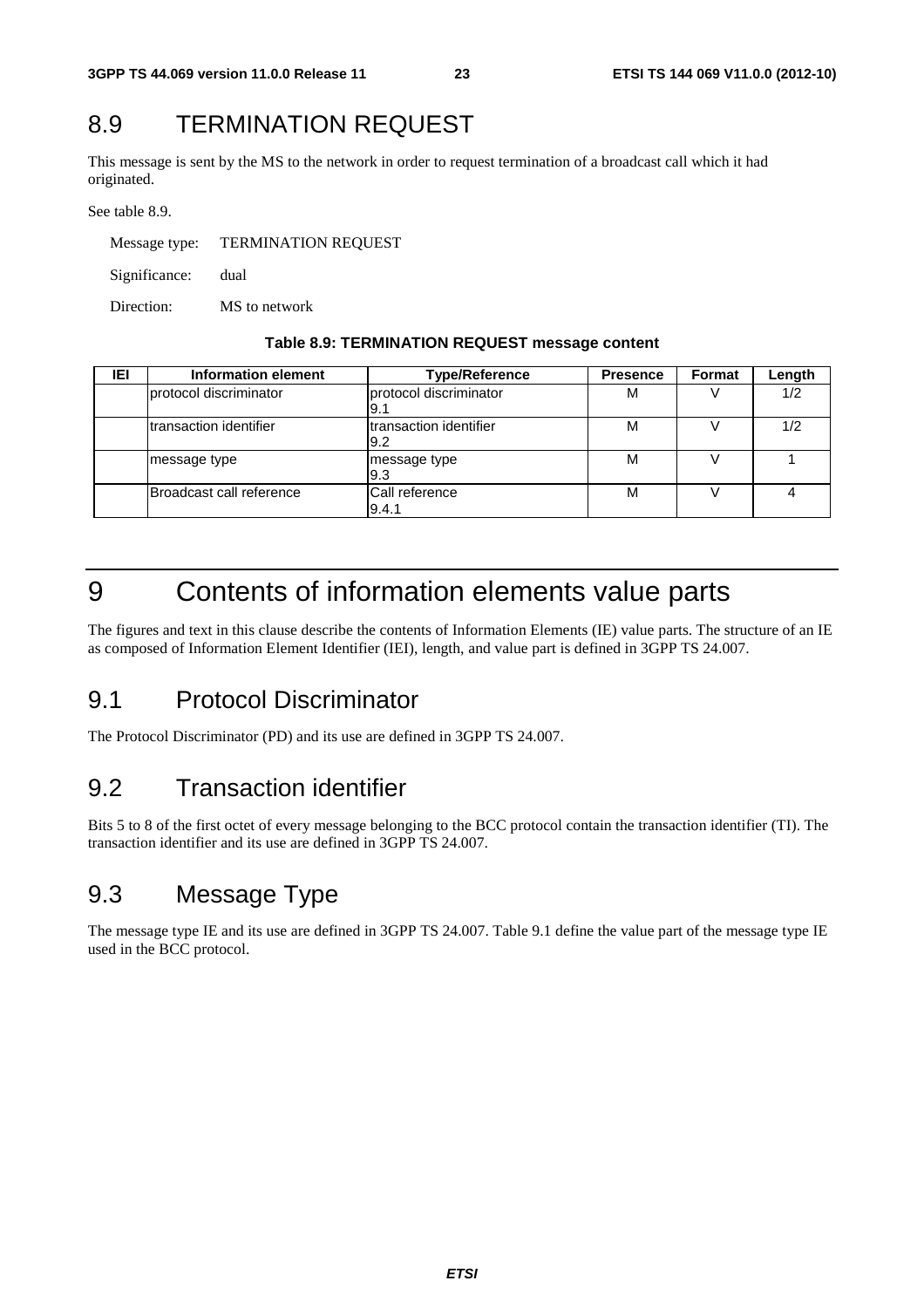## 8.9 TERMINATION REQUEST

This message is sent by the MS to the network in order to request termination of a broadcast call which it had originated.

See table 8.9.

Message type: TERMINATION REQUEST

Significance: dual

Direction: MS to network

**Table 8.9: TERMINATION REQUEST message content**

| IEI | Information element | Type/Reference | Presence | Format | Length |
|---|---|---|---|---|---|
| | protocol discriminator | protocol discriminator 9.1 | M | V | 1/2 |
| | transaction identifier | transaction identifier 9.2 | M | V | 1/2 |
| | message type | message type 9.3 | M | V | 1 |
| | Broadcast call reference | Call reference 9.4.1 | M | V | 4 |

# 9 Contents of information elements value parts

The figures and text in this clause describe the contents of Information Elements (IE) value parts. The structure of an IE as composed of Information Element Identifier (IEI), length, and value part is defined in 3GPP TS 24.007.

## 9.1 Protocol Discriminator

The Protocol Discriminator (PD) and its use are defined in 3GPP TS 24.007.

## 9.2 Transaction identifier

Bits 5 to 8 of the first octet of every message belonging to the BCC protocol contain the transaction identifier (TI). The transaction identifier and its use are defined in 3GPP TS 24.007.

## 9.3 Message Type

The message type IE and its use are defined in 3GPP TS 24.007. Table 9.1 define the value part of the message type IE used in the BCC protocol.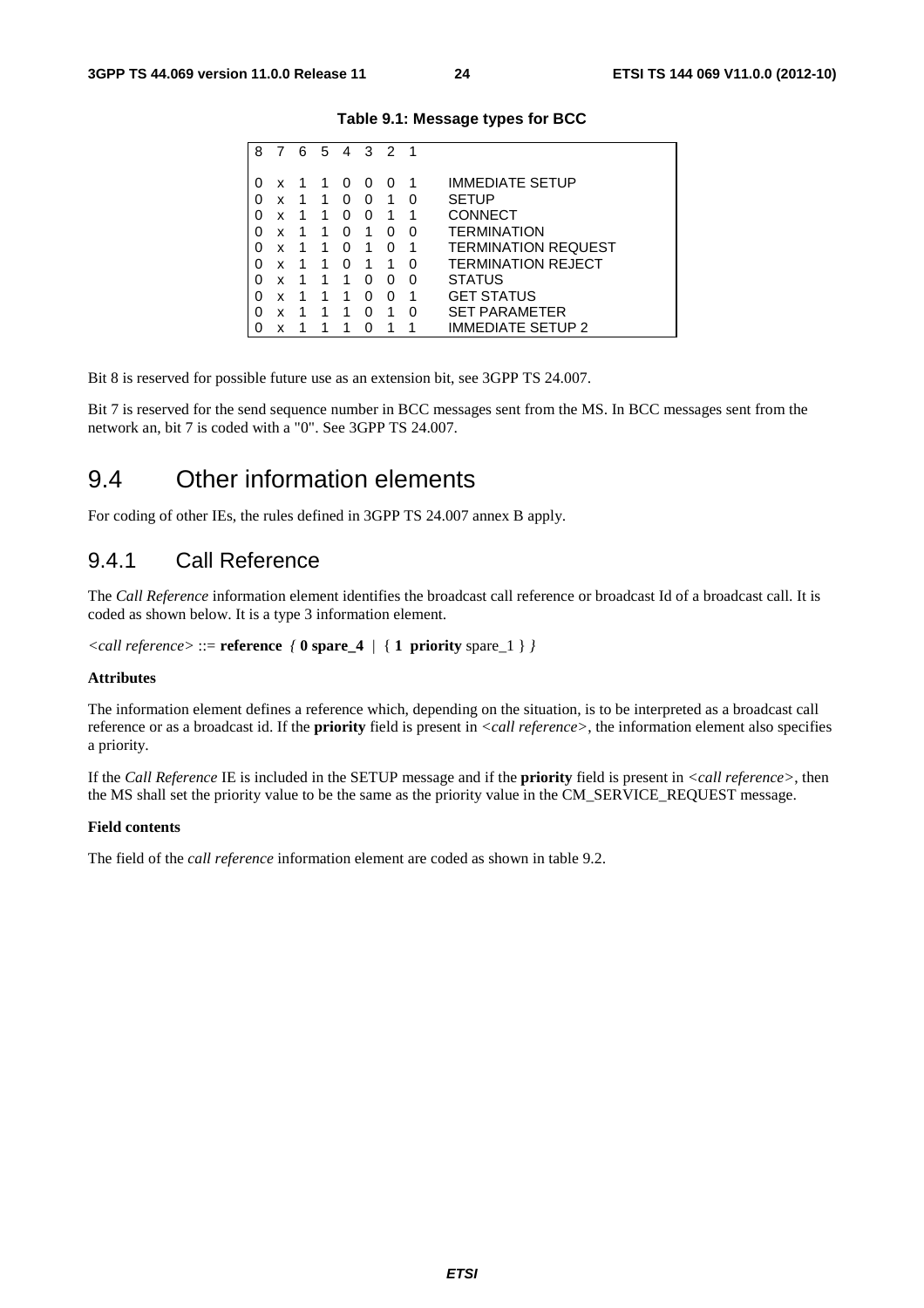**Table 9.1: Message types for BCC**

| 8 | 7 | 6 | 5 | 4 | 3 | 2 | 1 | |
|---|---|---|---|---|---|---|---|---|
| 0 | x | 1 | 1 | 0 | 0 | 0 | 1 | IMMEDIATE SETUP |
| 0 | x | 1 | 1 | 0 | 0 | 1 | 0 | SETUP |
| 0 | x | 1 | 1 | 0 | 0 | 1 | 1 | CONNECT |
| 0 | x | 1 | 1 | 0 | 1 | 0 | 0 | TERMINATION |
| 0 | x | 1 | 1 | 0 | 1 | 0 | 1 | TERMINATION REQUEST |
| 0 | x | 1 | 1 | 0 | 1 | 1 | 0 | TERMINATION REJECT |
| 0 | x | 1 | 1 | 1 | 0 | 0 | 0 | STATUS |
| 0 | x | 1 | 1 | 1 | 0 | 0 | 1 | GET STATUS |
| 0 | x | 1 | 1 | 1 | 0 | 1 | 0 | SET PARAMETER |
| 0 | x | 1 | 1 | 1 | 0 | 1 | 1 | IMMEDIATE SETUP 2 |

Bit 8 is reserved for possible future use as an extension bit, see 3GPP TS 24.007.

Bit 7 is reserved for the send sequence number in BCC messages sent from the MS. In BCC messages sent from the network an, bit 7 is coded with a "0". See 3GPP TS 24.007.

## 9.4 Other information elements

For coding of other IEs, the rules defined in 3GPP TS 24.007 annex B apply.

### 9.4.1 Call Reference

The *Call Reference* information element identifies the broadcast call reference or broadcast Id of a broadcast call. It is coded as shown below. It is a type 3 information element.

*<call reference>* ::= **reference** *{* **0 spare_4** | { **1 priority** spare_1 } *}*

**Attributes**

The information element defines a reference which, depending on the situation, is to be interpreted as a broadcast call reference or as a broadcast id. If the **priority** field is present in *<call reference>*, the information element also specifies a priority.

If the *Call Reference* IE is included in the SETUP message and if the **priority** field is present in *<call reference>*, then the MS shall set the priority value to be the same as the priority value in the CM_SERVICE_REQUEST message.

**Field contents**

The field of the *call reference* information element are coded as shown in table 9.2.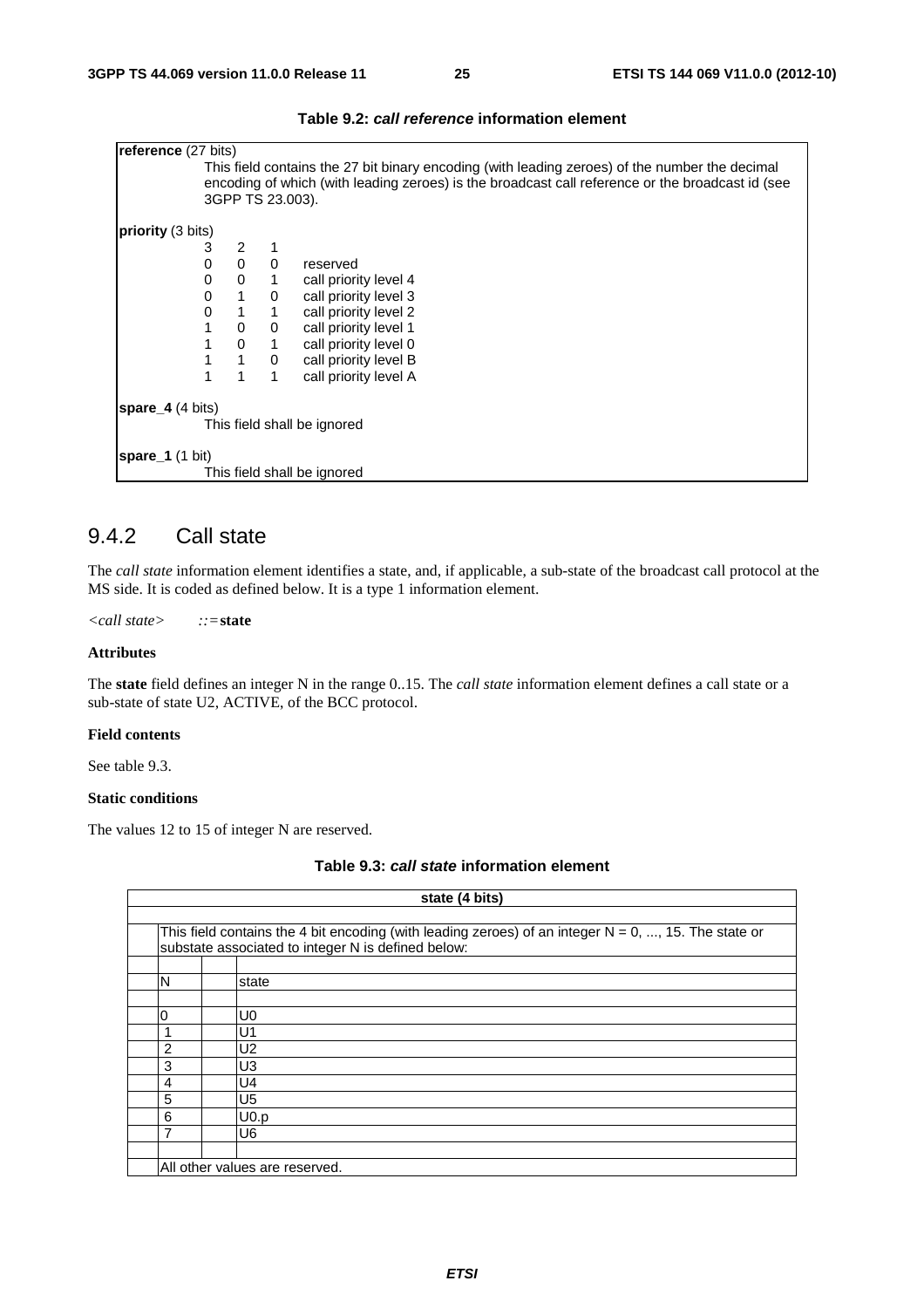**Table 9.2: *call reference* information element**

| |
|---|
| **reference** (27 bits)<br>This field contains the 27 bit binary encoding (with leading zeroes) of the number the decimal encoding of which (with leading zeroes) is the broadcast call reference or the broadcast id (see 3GPP TS 23.003).<br><br>**priority** (3 bits)<br>3 2 1<br>0 0 0 reserved<br>0 0 1 call priority level 4<br>0 1 0 call priority level 3<br>0 1 1 call priority level 2<br>1 0 0 call priority level 1<br>1 0 1 call priority level 0<br>1 1 0 call priority level B<br>1 1 1 call priority level A<br><br>**spare_4** (4 bits)<br>This field shall be ignored<br><br>**spare_1** (1 bit)<br>This field shall be ignored |

## 9.4.2 Call state

The *call state* information element identifies a state, and, if applicable, a sub-state of the broadcast call protocol at the MS side. It is coded as defined below. It is a type 1 information element.

*<call state>* ::= **state**

**Attributes**

The **state** field defines an integer N in the range 0..15. The *call state* information element defines a call state or a sub-state of state U2, ACTIVE, of the BCC protocol.

**Field contents**

See table 9.3.

**Static conditions**

The values 12 to 15 of integer N are reserved.

**Table 9.3: *call state* information element**

| state (4 bits) | | |
|---|---|---|
| This field contains the 4 bit encoding (with leading zeroes) of an integer N = 0, ..., 15. The state or substate associated to integer N is defined below: | | |
| N | | state |
| 0 | | U0 |
| 1 | | U1 |
| 2 | | U2 |
| 3 | | U3 |
| 4 | | U4 |
| 5 | | U5 |
| 6 | | U0.p |
| 7 | | U6 |
| All other values are reserved. | | |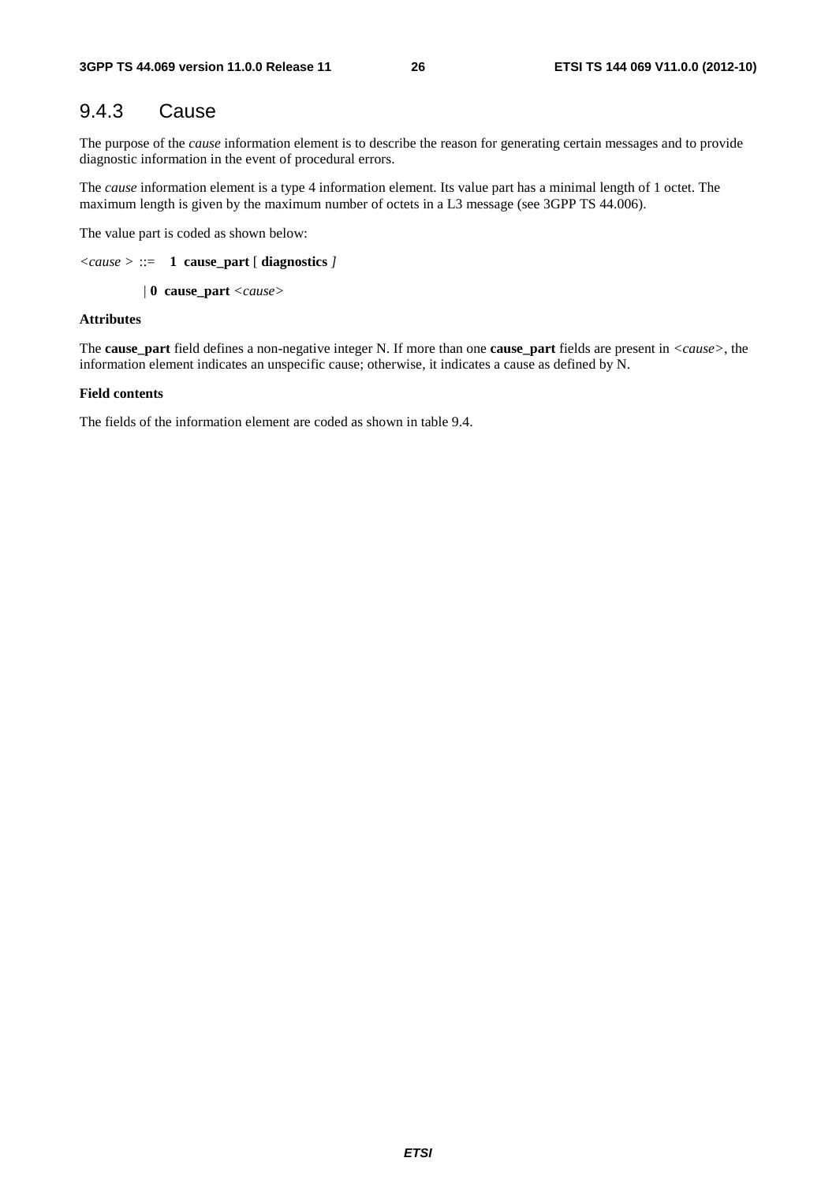## 9.4.3 Cause

The purpose of the *cause* information element is to describe the reason for generating certain messages and to provide diagnostic information in the event of procedural errors.

The *cause* information element is a type 4 information element. Its value part has a minimal length of 1 octet. The maximum length is given by the maximum number of octets in a L3 message (see 3GPP TS 44.006).

The value part is coded as shown below:

*<cause >* ::= **1 cause_part** [ **diagnostics** *]*

| **0 cause_part** *<cause>*

**Attributes**

The **cause_part** field defines a non-negative integer N. If more than one **cause_part** fields are present in *<cause>*, the information element indicates an unspecific cause; otherwise, it indicates a cause as defined by N.

**Field contents**

The fields of the information element are coded as shown in table 9.4.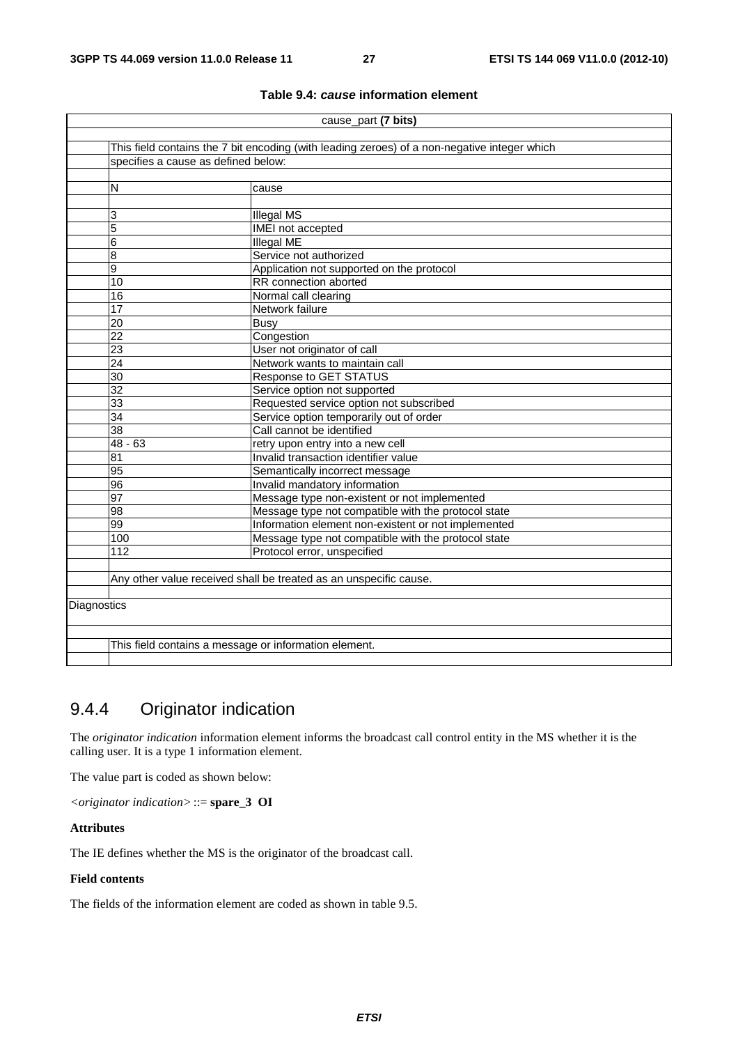**Table 9.4: *cause* information element**

| cause_part **(7 bits)** | | |
|---|---|---|
| | This field contains the 7 bit encoding (with leading zeroes) of a non-negative integer which specifies a cause as defined below: | |
| | N | cause |
| | 3 | Illegal MS |
| | 5 | IMEI not accepted |
| | 6 | Illegal ME |
| | 8 | Service not authorized |
| | 9 | Application not supported on the protocol |
| | 10 | RR connection aborted |
| | 16 | Normal call clearing |
| | 17 | Network failure |
| | 20 | Busy |
| | 22 | Congestion |
| | 23 | User not originator of call |
| | 24 | Network wants to maintain call |
| | 30 | Response to GET STATUS |
| | 32 | Service option not supported |
| | 33 | Requested service option not subscribed |
| | 34 | Service option temporarily out of order |
| | 38 | Call cannot be identified |
| | 48 - 63 | retry upon entry into a new cell |
| | 81 | Invalid transaction identifier value |
| | 95 | Semantically incorrect message |
| | 96 | Invalid mandatory information |
| | 97 | Message type non-existent or not implemented |
| | 98 | Message type not compatible with the protocol state |
| | 99 | Information element non-existent or not implemented |
| | 100 | Message type not compatible with the protocol state |
| | 112 | Protocol error, unspecified |
| | Any other value received shall be treated as an unspecific cause. | |
| Diagnostics | | |
| | This field contains a message or information element. | |

## 9.4.4 Originator indication

The *originator indication* information element informs the broadcast call control entity in the MS whether it is the calling user. It is a type 1 information element.

The value part is coded as shown below:

*<originator indication>* ::= **spare_3 OI**

**Attributes**

The IE defines whether the MS is the originator of the broadcast call.

**Field contents**

The fields of the information element are coded as shown in table 9.5.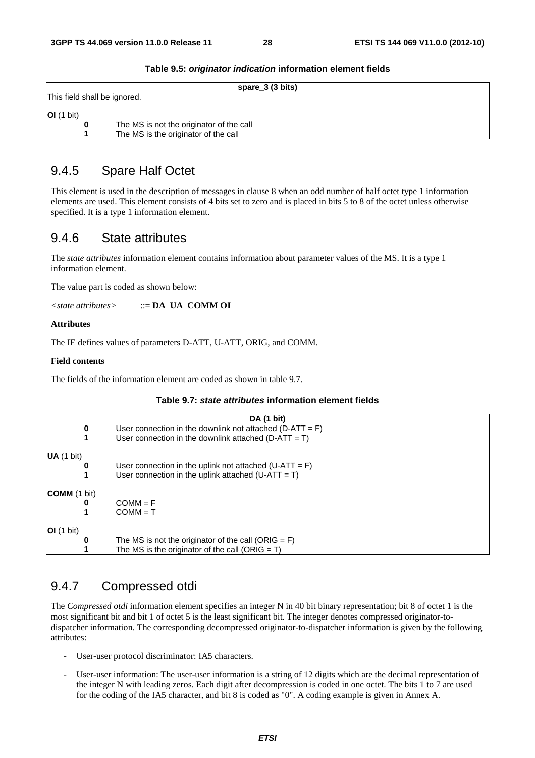**Table 9.5: *originator indication* information element fields**

| **spare_3 (3 bits)** | |
|---|---|
| This field shall be ignored. | |
| **OI** (1 bit) | |
| **0** | The MS is not the originator of the call |
| **1** | The MS is the originator of the call |

## 9.4.5 Spare Half Octet

This element is used in the description of messages in clause 8 when an odd number of half octet type 1 information elements are used. This element consists of 4 bits set to zero and is placed in bits 5 to 8 of the octet unless otherwise specified. It is a type 1 information element.

## 9.4.6 State attributes

The *state attributes* information element contains information about parameter values of the MS. It is a type 1 information element.

The value part is coded as shown below:

*<state attributes>* ::= **DA UA COMM OI**

**Attributes**

The IE defines values of parameters D-ATT, U-ATT, ORIG, and COMM.

**Field contents**

The fields of the information element are coded as shown in table 9.7.

**Table 9.7: *state attributes* information element fields**

| **DA (1 bit)** | |
|---|---|
| **0** | User connection in the downlink not attached (D-ATT = F) |
| **1** | User connection in the downlink attached (D-ATT = T) |
| **UA** (1 bit) | |
| **0** | User connection in the uplink not attached (U-ATT = F) |
| **1** | User connection in the uplink attached (U-ATT = T) |
| **COMM** (1 bit) | |
| **0** | COMM = F |
| **1** | COMM = T |
| **OI** (1 bit) | |
| **0** | The MS is not the originator of the call (ORIG = F) |
| **1** | The MS is the originator of the call (ORIG = T) |

## 9.4.7 Compressed otdi

The *Compressed otdi* information element specifies an integer N in 40 bit binary representation; bit 8 of octet 1 is the most significant bit and bit 1 of octet 5 is the least significant bit. The integer denotes compressed originator-to-dispatcher information. The corresponding decompressed originator-to-dispatcher information is given by the following attributes:

- User-user protocol discriminator: IA5 characters.
- User-user information: The user-user information is a string of 12 digits which are the decimal representation of the integer N with leading zeros. Each digit after decompression is coded in one octet. The bits 1 to 7 are used for the coding of the IA5 character, and bit 8 is coded as "0". A coding example is given in Annex A.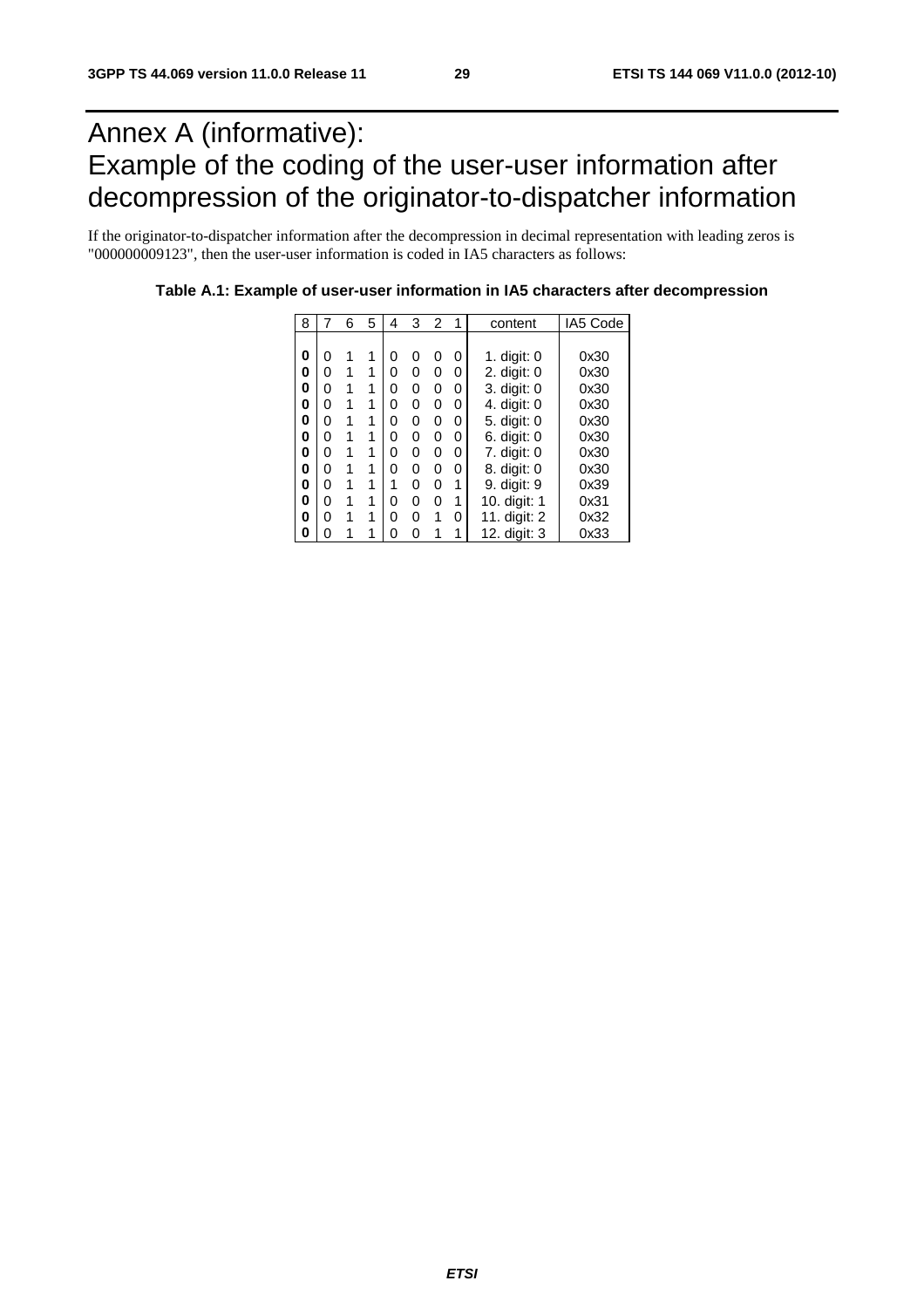# Annex A (informative): Example of the coding of the user-user information after decompression of the originator-to-dispatcher information

If the originator-to-dispatcher information after the decompression in decimal representation with leading zeros is "000000009123", then the user-user information is coded in IA5 characters as follows:

**Table A.1: Example of user-user information in IA5 characters after decompression**

| 8 | 7 | 6 | 5 | 4 | 3 | 2 | 1 | content | IA5 Code |
|---|---|---|---|---|---|---|---|---|---|
| **0** | 0 | 1 | 1 | 0 | 0 | 0 | 0 | 1. digit: 0 | 0x30 |
| **0** | 0 | 1 | 1 | 0 | 0 | 0 | 0 | 2. digit: 0 | 0x30 |
| **0** | 0 | 1 | 1 | 0 | 0 | 0 | 0 | 3. digit: 0 | 0x30 |
| **0** | 0 | 1 | 1 | 0 | 0 | 0 | 0 | 4. digit: 0 | 0x30 |
| **0** | 0 | 1 | 1 | 0 | 0 | 0 | 0 | 5. digit: 0 | 0x30 |
| **0** | 0 | 1 | 1 | 0 | 0 | 0 | 0 | 6. digit: 0 | 0x30 |
| **0** | 0 | 1 | 1 | 0 | 0 | 0 | 0 | 7. digit: 0 | 0x30 |
| **0** | 0 | 1 | 1 | 0 | 0 | 0 | 0 | 8. digit: 0 | 0x30 |
| **0** | 0 | 1 | 1 | 1 | 0 | 0 | 1 | 9. digit: 9 | 0x39 |
| **0** | 0 | 1 | 1 | 0 | 0 | 0 | 1 | 10. digit: 1 | 0x31 |
| **0** | 0 | 1 | 1 | 0 | 0 | 1 | 0 | 11. digit: 2 | 0x32 |
| **0** | 0 | 1 | 1 | 0 | 0 | 1 | 1 | 12. digit: 3 | 0x33 |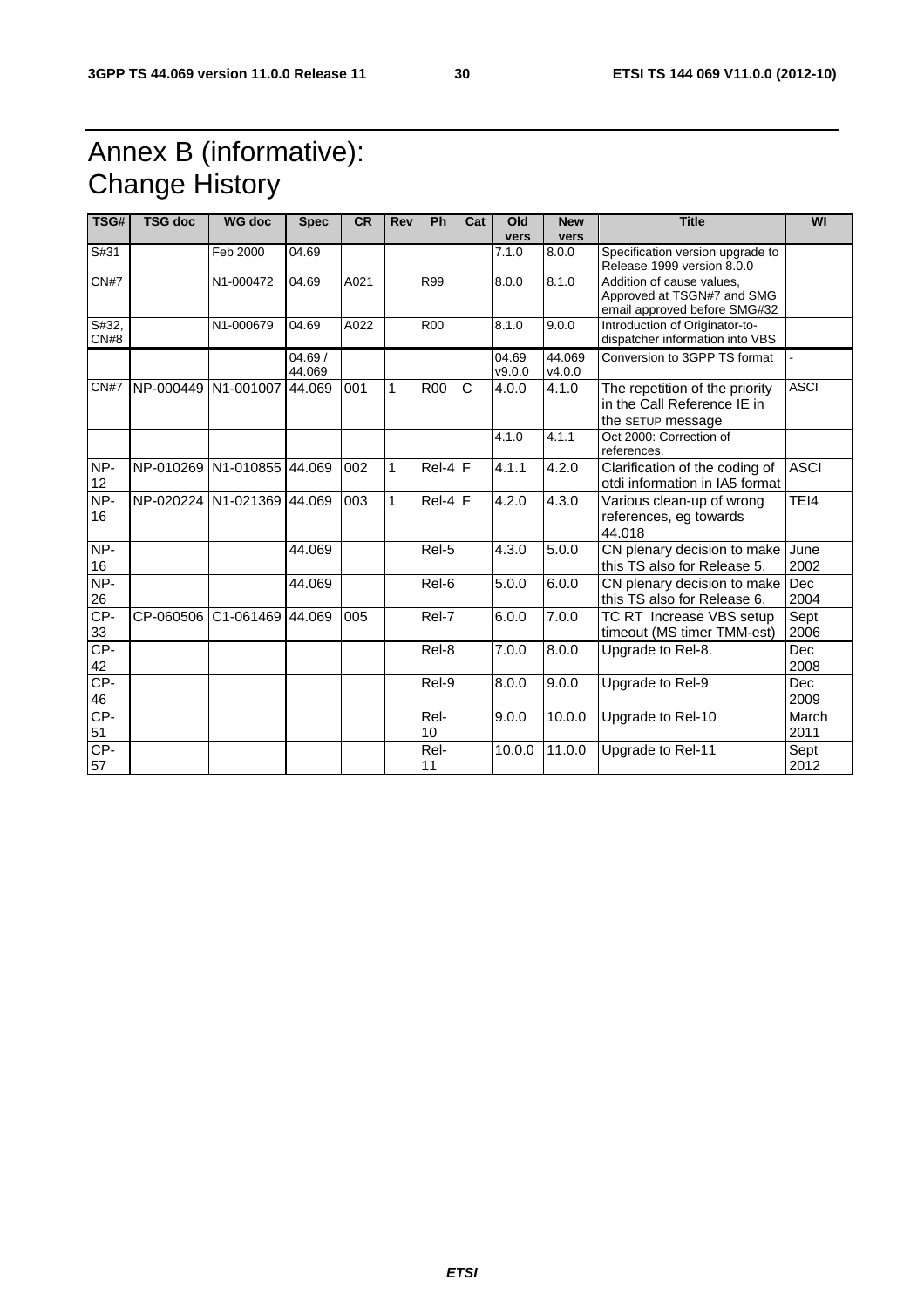# Annex B (informative): Change History

| TSG# | TSG doc | WG doc | Spec | CR | Rev | Ph | Cat | Old vers | New vers | Title | WI |
|---|---|---|---|---|---|---|---|---|---|---|---|
| S#31 | | Feb 2000 | 04.69 | | | | | 7.1.0 | 8.0.0 | Specification version upgrade to Release 1999 version 8.0.0 | |
| CN#7 | | N1-000472 | 04.69 | A021 | | R99 | | 8.0.0 | 8.1.0 | Addition of cause values, Approved at TSGN#7 and SMG email approved before SMG#32 | |
| S#32, CN#8 | | N1-000679 | 04.69 | A022 | | R00 | | 8.1.0 | 9.0.0 | Introduction of Originator-to-dispatcher information into VBS | |
| | | | 04.69 / 44.069 | | | | | 04.69 v9.0.0 | 44.069 v4.0.0 | Conversion to 3GPP TS format | - |
| CN#7 | NP-000449 | N1-001007 | 44.069 | 001 | 1 | R00 | C | 4.0.0 | 4.1.0 | The repetition of the priority in the Call Reference IE in the SETUP message | ASCI |
| | | | | | | | | 4.1.0 | 4.1.1 | Oct 2000: Correction of references. | |
| NP-12 | NP-010269 | N1-010855 | 44.069 | 002 | 1 | Rel-4 | F | 4.1.1 | 4.2.0 | Clarification of the coding of otdi information in IA5 format | ASCI |
| NP-16 | NP-020224 | N1-021369 | 44.069 | 003 | 1 | Rel-4 | F | 4.2.0 | 4.3.0 | Various clean-up of wrong references, eg towards 44.018 | TEI4 |
| NP-16 | | | 44.069 | | | Rel-5 | | 4.3.0 | 5.0.0 | CN plenary decision to make this TS also for Release 5. | June 2002 |
| NP-26 | | | 44.069 | | | Rel-6 | | 5.0.0 | 6.0.0 | CN plenary decision to make this TS also for Release 6. | Dec 2004 |
| CP-33 | CP-060506 | C1-061469 | 44.069 | 005 | | Rel-7 | | 6.0.0 | 7.0.0 | TC RT Increase VBS setup timeout (MS timer TMM-est) | Sept 2006 |
| CP-42 | | | | | | Rel-8 | | 7.0.0 | 8.0.0 | Upgrade to Rel-8. | Dec 2008 |
| CP-46 | | | | | | Rel-9 | | 8.0.0 | 9.0.0 | Upgrade to Rel-9 | Dec 2009 |
| CP-51 | | | | | | Rel-10 | | 9.0.0 | 10.0.0 | Upgrade to Rel-10 | March 2011 |
| CP-57 | | | | | | Rel-11 | | 10.0.0 | 11.0.0 | Upgrade to Rel-11 | Sept 2012 |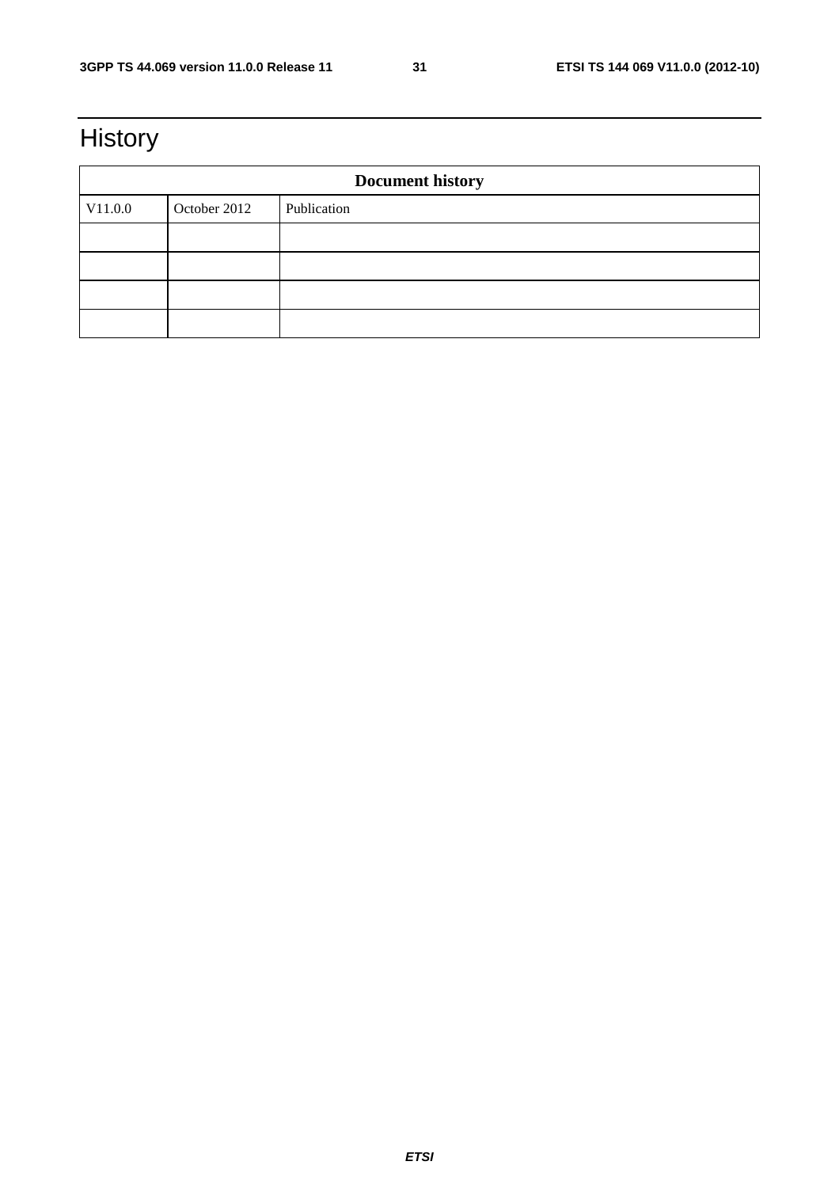# History

| Document history | | |
|---|---|---|
| V11.0.0 | October 2012 | Publication |
| | | |
| | | |
| | | |
| | | |